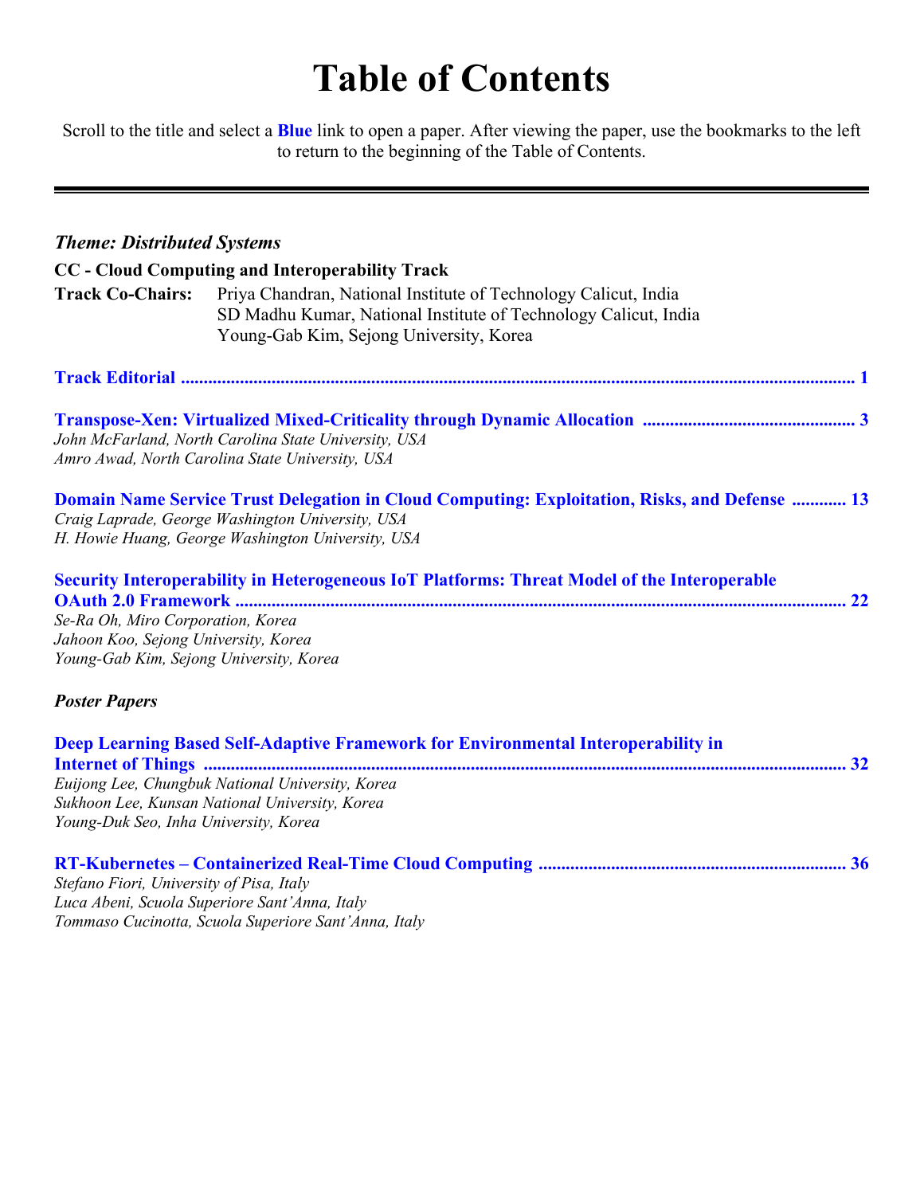# Table of Contents

Scroll to the title and select a **Blue** link to open a paper. After viewing the paper, use the bookmarks to the left to return to the beginning of the Table of Contents.

---

### *Theme: Distributed Systems*

**CC - Cloud Computing and Interoperability Track**

**Track Co-Chairs:** Priya Chandran, National Institute of Technology Calicut, India
SD Madhu Kumar, National Institute of Technology Calicut, India
Young-Gab Kim, Sejong University, Korea

**Track Editorial** ........................................................................................................ 1

**Transpose-Xen: Virtualized Mixed-Criticality through Dynamic Allocation** ..................... 3
*John McFarland, North Carolina State University, USA*
*Amro Awad, North Carolina State University, USA*

**Domain Name Service Trust Delegation in Cloud Computing: Exploitation, Risks, and Defense** ........... 13
*Craig Laprade, George Washington University, USA*
*H. Howie Huang, George Washington University, USA*

**Security Interoperability in Heterogeneous IoT Platforms: Threat Model of the Interoperable OAuth 2.0 Framework** ........................................................................................................ 22
*Se-Ra Oh, Miro Corporation, Korea*
*Jahoon Koo, Sejong University, Korea*
*Young-Gab Kim, Sejong University, Korea*

***Poster Papers***

**Deep Learning Based Self-Adaptive Framework for Environmental Interoperability in Internet of Things** ........................................................................................................ 32
*Euijong Lee, Chungbuk National University, Korea*
*Sukhoon Lee, Kunsan National University, Korea*
*Young-Duk Seo, Inha University, Korea*

**RT-Kubernetes – Containerized Real-Time Cloud Computing** ........................................ 36
*Stefano Fiori, University of Pisa, Italy*
*Luca Abeni, Scuola Superiore Sant'Anna, Italy*
*Tommaso Cucinotta, Scuola Superiore Sant'Anna, Italy*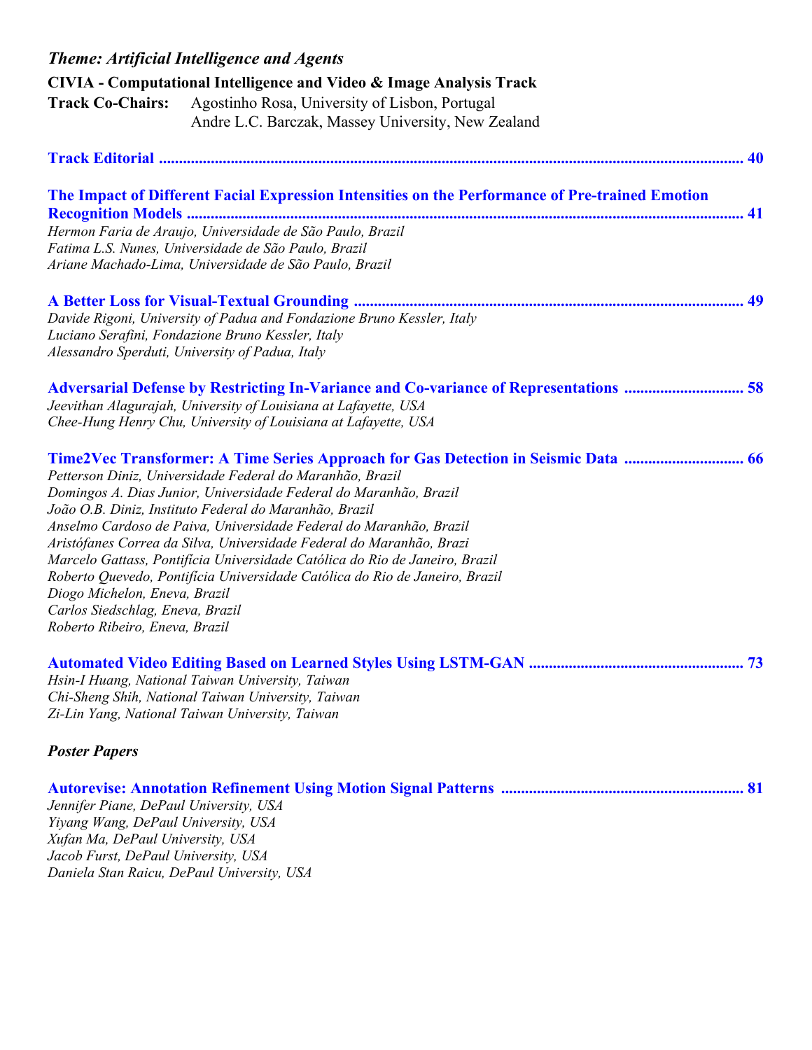***Theme: Artificial Intelligence and Agents***

**CIVIA - Computational Intelligence and Video & Image Analysis Track**

**Track Co-Chairs:** Agostinho Rosa, University of Lisbon, Portugal
Andre L.C. Barczak, Massey University, New Zealand

**Track Editorial ........................................................................................................................................ 40**

**The Impact of Different Facial Expression Intensities on the Performance of Pre-trained Emotion Recognition Models ........................................................................................................................................ 41**
*Hermon Faria de Araujo, Universidade de São Paulo, Brazil*
*Fatima L.S. Nunes, Universidade de São Paulo, Brazil*
*Ariane Machado-Lima, Universidade de São Paulo, Brazil*

**A Better Loss for Visual-Textual Grounding ................................................................................................ 49**
*Davide Rigoni, University of Padua and Fondazione Bruno Kessler, Italy*
*Luciano Serafini, Fondazione Bruno Kessler, Italy*
*Alessandro Sperduti, University of Padua, Italy*

**Adversarial Defense by Restricting In-Variance and Co-variance of Representations ............................. 58**
*Jeevithan Alagurajah, University of Louisiana at Lafayette, USA*
*Chee-Hung Henry Chu, University of Louisiana at Lafayette, USA*

**Time2Vec Transformer: A Time Series Approach for Gas Detection in Seismic Data ............................. 66**
*Petterson Diniz, Universidade Federal do Maranhão, Brazil*
*Domingos A. Dias Junior, Universidade Federal do Maranhão, Brazil*
*João O.B. Diniz, Instituto Federal do Maranhão, Brazil*
*Anselmo Cardoso de Paiva, Universidade Federal do Maranhão, Brazil*
*Aristófanes Correa da Silva, Universidade Federal do Maranhão, Brazi*
*Marcelo Gattass, Pontifícia Universidade Católica do Rio de Janeiro, Brazil*
*Roberto Quevedo, Pontifícia Universidade Católica do Rio de Janeiro, Brazil*
*Diogo Michelon, Eneva, Brazil*
*Carlos Siedschlag, Eneva, Brazil*
*Roberto Ribeiro, Eneva, Brazil*

**Automated Video Editing Based on Learned Styles Using LSTM-GAN ..................................................... 73**
*Hsin-I Huang, National Taiwan University, Taiwan*
*Chi-Sheng Shih, National Taiwan University, Taiwan*
*Zi-Lin Yang, National Taiwan University, Taiwan*

***Poster Papers***

**Autorevise: Annotation Refinement Using Motion Signal Patterns ............................................................ 81**
*Jennifer Piane, DePaul University, USA*
*Yiyang Wang, DePaul University, USA*
*Xufan Ma, DePaul University, USA*
*Jacob Furst, DePaul University, USA*
*Daniela Stan Raicu, DePaul University, USA*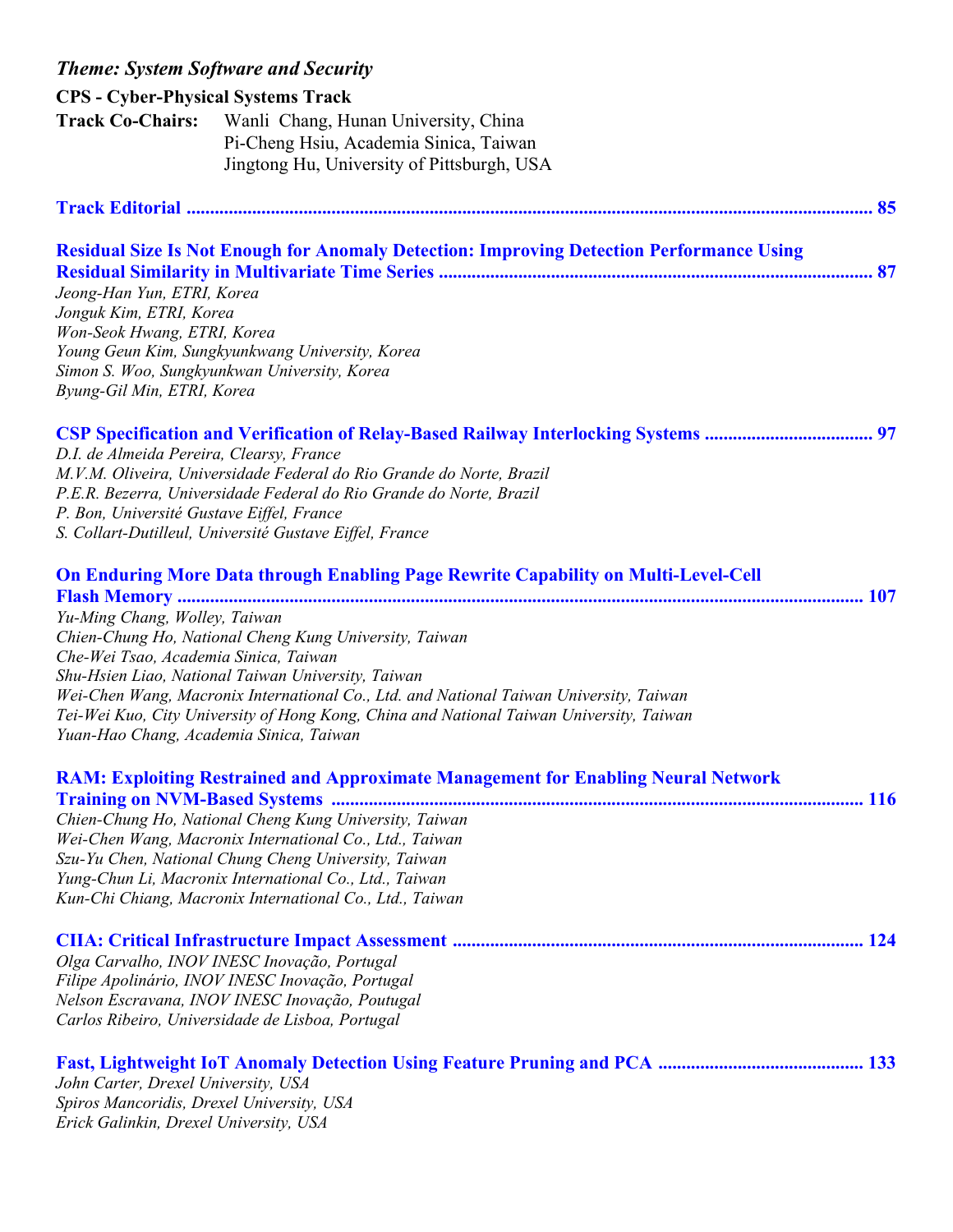*Theme: System Software and Security*

**CPS - Cyber-Physical Systems Track**

**Track Co-Chairs:** Wanli Chang, Hunan University, China
Pi-Cheng Hsiu, Academia Sinica, Taiwan
Jingtong Hu, University of Pittsburgh, USA

**Track Editorial** ........................................................................................................................................ 85

**Residual Size Is Not Enough for Anomaly Detection: Improving Detection Performance Using Residual Similarity in Multivariate Time Series** .................................................................................... 87
*Jeong-Han Yun, ETRI, Korea*
*Jonguk Kim, ETRI, Korea*
*Won-Seok Hwang, ETRI, Korea*
*Young Geun Kim, Sungkyunkwang University, Korea*
*Simon S. Woo, Sungkyunkwan University, Korea*
*Byung-Gil Min, ETRI, Korea*

**CSP Specification and Verification of Relay-Based Railway Interlocking Systems** .................................. 97
*D.I. de Almeida Pereira, Clearsy, France*
*M.V.M. Oliveira, Universidade Federal do Rio Grande do Norte, Brazil*
*P.E.R. Bezerra, Universidade Federal do Rio Grande do Norte, Brazil*
*P. Bon, Université Gustave Eiffel, France*
*S. Collart-Dutilleul, Université Gustave Eiffel, France*

**On Enduring More Data through Enabling Page Rewrite Capability on Multi-Level-Cell Flash Memory** ................................................................................................................................. 107
*Yu-Ming Chang, Wolley, Taiwan*
*Chien-Chung Ho, National Cheng Kung University, Taiwan*
*Che-Wei Tsao, Academia Sinica, Taiwan*
*Shu-Hsien Liao, National Taiwan University, Taiwan*
*Wei-Chen Wang, Macronix International Co., Ltd. and National Taiwan University, Taiwan*
*Tei-Wei Kuo, City University of Hong Kong, China and National Taiwan University, Taiwan*
*Yuan-Hao Chang, Academia Sinica, Taiwan*

**RAM: Exploiting Restrained and Approximate Management for Enabling Neural Network Training on NVM-Based Systems** ................................................................................................... 116
*Chien-Chung Ho, National Cheng Kung University, Taiwan*
*Wei-Chen Wang, Macronix International Co., Ltd., Taiwan*
*Szu-Yu Chen, National Chung Cheng University, Taiwan*
*Yung-Chun Li, Macronix International Co., Ltd., Taiwan*
*Kun-Chi Chiang, Macronix International Co., Ltd., Taiwan*

**CIIA: Critical Infrastructure Impact Assessment** ...................................................................................... 124
*Olga Carvalho, INOV INESC Inovação, Portugal*
*Filipe Apolinário, INOV INESC Inovação, Portugal*
*Nelson Escravana, INOV INESC Inovação, Poutugal*
*Carlos Ribeiro, Universidade de Lisboa, Portugal*

**Fast, Lightweight IoT Anomaly Detection Using Feature Pruning and PCA** ........................................... 133
*John Carter, Drexel University, USA*
*Spiros Mancoridis, Drexel University, USA*
*Erick Galinkin, Drexel University, USA*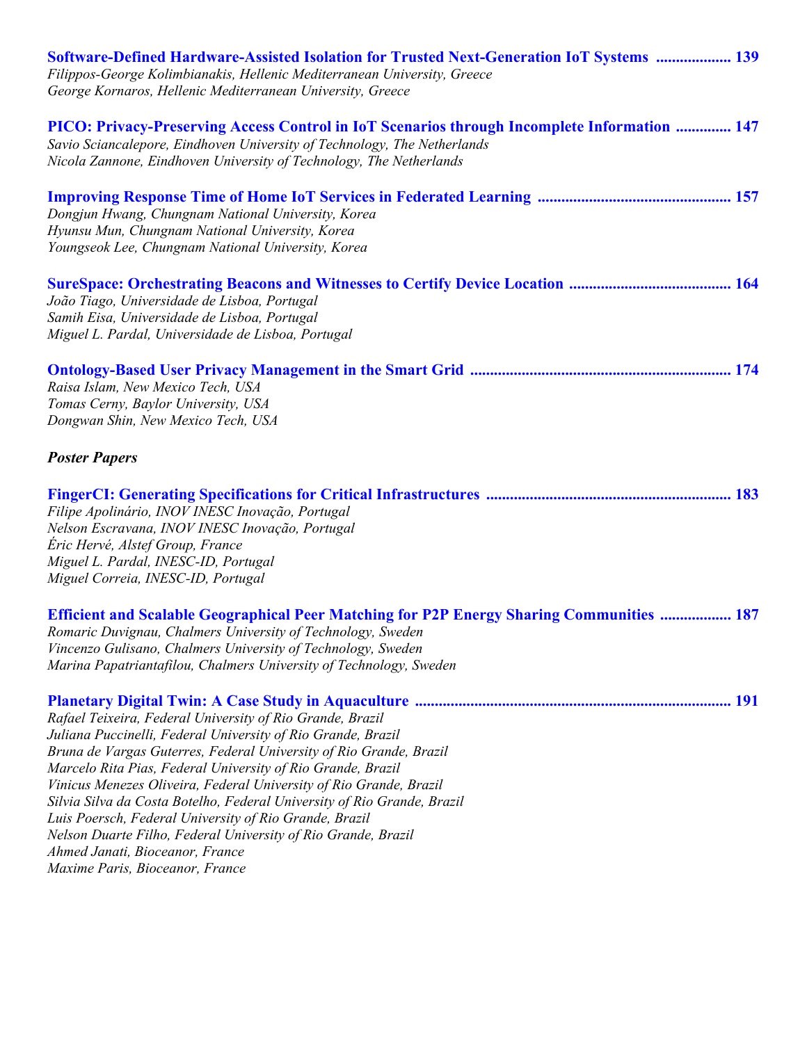**Software-Defined Hardware-Assisted Isolation for Trusted Next-Generation IoT Systems .................. 139**
*Filippos-George Kolimbianakis, Hellenic Mediterranean University, Greece*
*George Kornaros, Hellenic Mediterranean University, Greece*

**PICO: Privacy-Preserving Access Control in IoT Scenarios through Incomplete Information .............. 147**
*Savio Sciancalepore, Eindhoven University of Technology, The Netherlands*
*Nicola Zannone, Eindhoven University of Technology, The Netherlands*

**Improving Response Time of Home IoT Services in Federated Learning ................................................ 157**
*Dongjun Hwang, Chungnam National University, Korea*
*Hyunsu Mun, Chungnam National University, Korea*
*Youngseok Lee, Chungnam National University, Korea*

**SureSpace: Orchestrating Beacons and Witnesses to Certify Device Location ........................................ 164**
*João Tiago, Universidade de Lisboa, Portugal*
*Samih Eisa, Universidade de Lisboa, Portugal*
*Miguel L. Pardal, Universidade de Lisboa, Portugal*

**Ontology-Based User Privacy Management in the Smart Grid ................................................................. 174**
*Raisa Islam, New Mexico Tech, USA*
*Tomas Cerny, Baylor University, USA*
*Dongwan Shin, New Mexico Tech, USA*

***Poster Papers***

**FingerCI: Generating Specifications for Critical Infrastructures ............................................................. 183**
*Filipe Apolinário, INOV INESC Inovação, Portugal*
*Nelson Escravana, INOV INESC Inovação, Portugal*
*Éric Hervé, Alstef Group, France*
*Miguel L. Pardal, INESC-ID, Portugal*
*Miguel Correia, INESC-ID, Portugal*

**Efficient and Scalable Geographical Peer Matching for P2P Energy Sharing Communities ................. 187**
*Romaric Duvignau, Chalmers University of Technology, Sweden*
*Vincenzo Gulisano, Chalmers University of Technology, Sweden*
*Marina Papatriantafilou, Chalmers University of Technology, Sweden*

**Planetary Digital Twin: A Case Study in Aquaculture ............................................................................... 191**
*Rafael Teixeira, Federal University of Rio Grande, Brazil*
*Juliana Puccinelli, Federal University of Rio Grande, Brazil*
*Bruna de Vargas Guterres, Federal University of Rio Grande, Brazil*
*Marcelo Rita Pias, Federal University of Rio Grande, Brazil*
*Vinicus Menezes Oliveira, Federal University of Rio Grande, Brazil*
*Silvia Silva da Costa Botelho, Federal University of Rio Grande, Brazil*
*Luis Poersch, Federal University of Rio Grande, Brazil*
*Nelson Duarte Filho, Federal University of Rio Grande, Brazil*
*Ahmed Janati, Bioceanor, France*
*Maxime Paris, Bioceanor, France*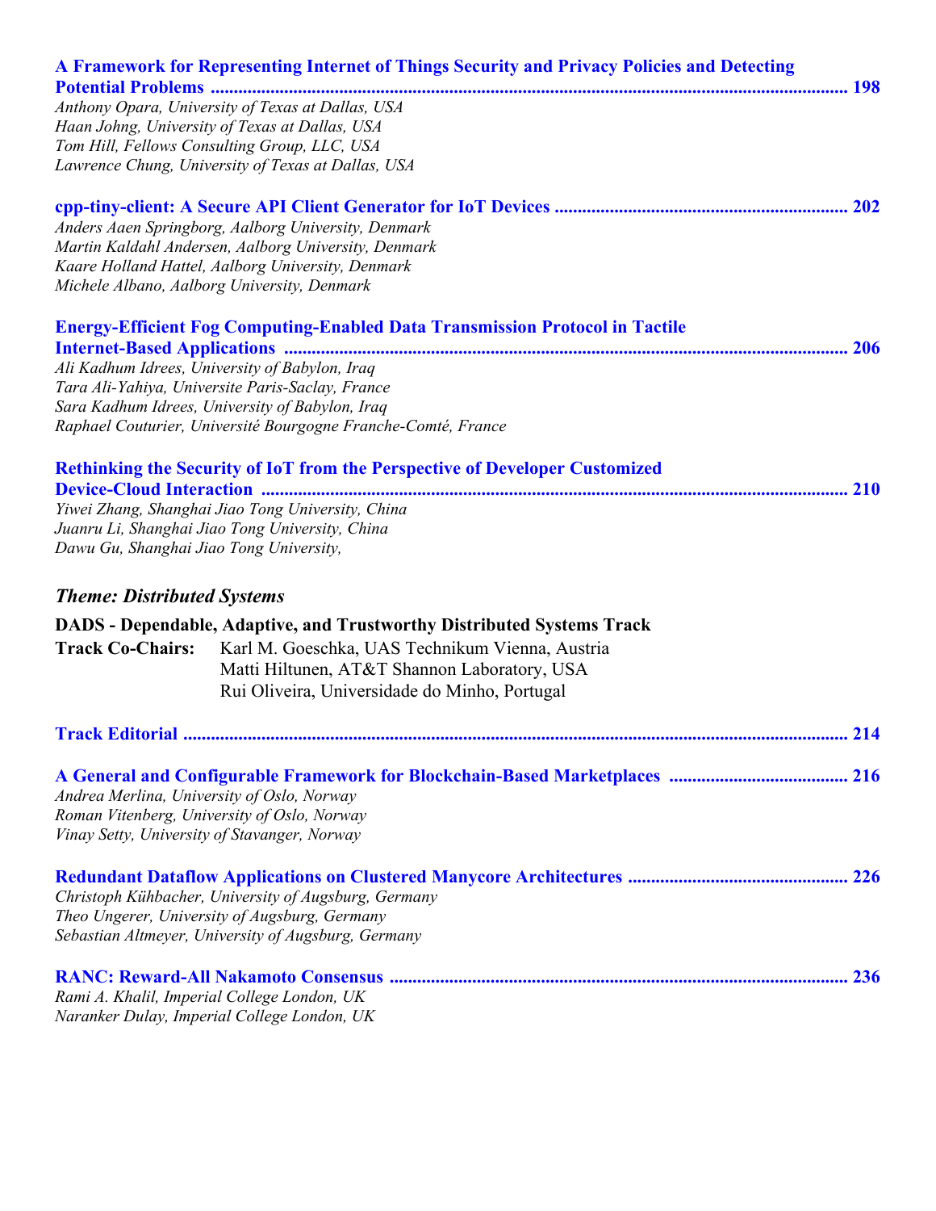**A Framework for Representing Internet of Things Security and Privacy Policies and Detecting Potential Problems ........................................................................................................................................ 198**
*Anthony Opara, University of Texas at Dallas, USA*
*Haan Johng, University of Texas at Dallas, USA*
*Tom Hill, Fellows Consulting Group, LLC, USA*
*Lawrence Chung, University of Texas at Dallas, USA*

**cpp-tiny-client: A Secure API Client Generator for IoT Devices ............................................................... 202**
*Anders Aaen Springborg, Aalborg University, Denmark*
*Martin Kaldahl Andersen, Aalborg University, Denmark*
*Kaare Holland Hattel, Aalborg University, Denmark*
*Michele Albano, Aalborg University, Denmark*

**Energy-Efficient Fog Computing-Enabled Data Transmission Protocol in Tactile Internet-Based Applications ......................................................................................................................... 206**
*Ali Kadhum Idrees, University of Babylon, Iraq*
*Tara Ali-Yahiya, Universite Paris-Saclay, France*
*Sara Kadhum Idrees, University of Babylon, Iraq*
*Raphael Couturier, Université Bourgogne Franche-Comté, France*

**Rethinking the Security of IoT from the Perspective of Developer Customized Device-Cloud Interaction ............................................................................................................................ 210**
*Yiwei Zhang, Shanghai Jiao Tong University, China*
*Juanru Li, Shanghai Jiao Tong University, China*
*Dawu Gu, Shanghai Jiao Tong University,*

## *Theme: Distributed Systems*

**DADS - Dependable, Adaptive, and Trustworthy Distributed Systems Track**

**Track Co-Chairs:** Karl M. Goeschka, UAS Technikum Vienna, Austria
Matti Hiltunen, AT&T Shannon Laboratory, USA
Rui Oliveira, Universidade do Minho, Portugal

**Track Editorial ............................................................................................................................................. 214**

**A General and Configurable Framework for Blockchain-Based Marketplaces ....................................... 216**
*Andrea Merlina, University of Oslo, Norway*
*Roman Vitenberg, University of Oslo, Norway*
*Vinay Setty, University of Stavanger, Norway*

**Redundant Dataflow Applications on Clustered Manycore Architectures ............................................... 226**
*Christoph Kühbacher, University of Augsburg, Germany*
*Theo Ungerer, University of Augsburg, Germany*
*Sebastian Altmeyer, University of Augsburg, Germany*

**RANC: Reward-All Nakamoto Consensus ................................................................................................... 236**
*Rami A. Khalil, Imperial College London, UK*
*Naranker Dulay, Imperial College London, UK*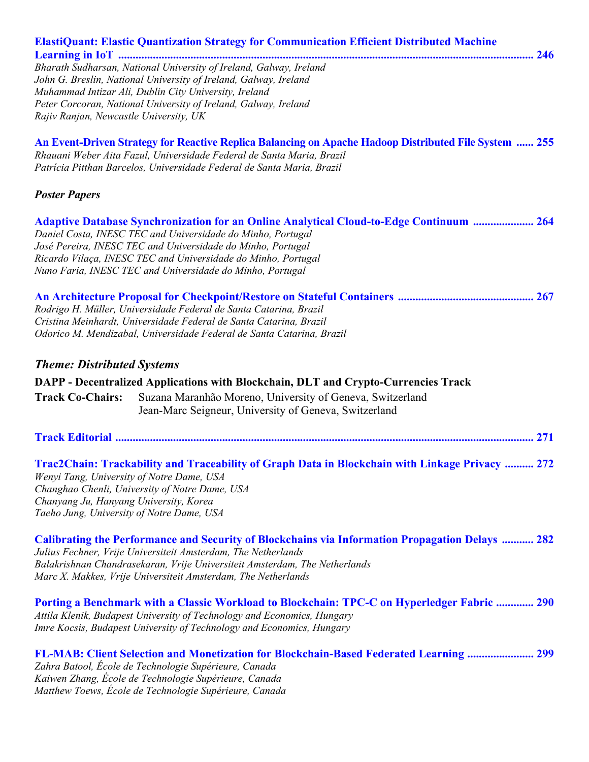**ElastiQuant: Elastic Quantization Strategy for Communication Efficient Distributed Machine Learning in IoT** ........................................................................................................................................ **246**
*Bharath Sudharsan, National University of Ireland, Galway, Ireland*
*John G. Breslin, National University of Ireland, Galway, Ireland*
*Muhammad Intizar Ali, Dublin City University, Ireland*
*Peter Corcoran, National University of Ireland, Galway, Ireland*
*Rajiv Ranjan, Newcastle University, UK*

**An Event-Driven Strategy for Reactive Replica Balancing on Apache Hadoop Distributed File System** ...... **255**
*Rhauani Weber Aita Fazul, Universidade Federal de Santa Maria, Brazil*
*Patrícia Pitthan Barcelos, Universidade Federal de Santa Maria, Brazil*

***Poster Papers***

**Adaptive Database Synchronization for an Online Analytical Cloud-to-Edge Continuum** .................... **264**
*Daniel Costa, INESC TEC and Universidade do Minho, Portugal*
*José Pereira, INESC TEC and Universidade do Minho, Portugal*
*Ricardo Vilaça, INESC TEC and Universidade do Minho, Portugal*
*Nuno Faria, INESC TEC and Universidade do Minho, Portugal*

**An Architecture Proposal for Checkpoint/Restore on Stateful Containers** .............................................. **267**
*Rodrigo H. Müller, Universidade Federal de Santa Catarina, Brazil*
*Cristina Meinhardt, Universidade Federal de Santa Catarina, Brazil*
*Odorico M. Mendizabal, Universidade Federal de Santa Catarina, Brazil*

## *Theme: Distributed Systems*

**DAPP - Decentralized Applications with Blockchain, DLT and Crypto-Currencies Track**

**Track Co-Chairs:** Suzana Maranhão Moreno, University of Geneva, Switzerland
Jean-Marc Seigneur, University of Geneva, Switzerland

**Track Editorial** ........................................................................................................................................ **271**

**Trac2Chain: Trackability and Traceability of Graph Data in Blockchain with Linkage Privacy** .......... **272**
*Wenyi Tang, University of Notre Dame, USA*
*Changhao Chenli, University of Notre Dame, USA*
*Chanyang Ju, Hanyang University, Korea*
*Taeho Jung, University of Notre Dame, USA*

**Calibrating the Performance and Security of Blockchains via Information Propagation Delays** ........... **282**
*Julius Fechner, Vrije Universiteit Amsterdam, The Netherlands*
*Balakrishnan Chandrasekaran, Vrije Universiteit Amsterdam, The Netherlands*
*Marc X. Makkes, Vrije Universiteit Amsterdam, The Netherlands*

**Porting a Benchmark with a Classic Workload to Blockchain: TPC-C on Hyperledger Fabric** ............. **290**
*Attila Klenik, Budapest University of Technology and Economics, Hungary*
*Imre Kocsis, Budapest University of Technology and Economics, Hungary*

**FL-MAB: Client Selection and Monetization for Blockchain-Based Federated Learning** ...................... **299**
*Zahra Batool, École de Technologie Supérieure, Canada*
*Kaiwen Zhang, École de Technologie Supérieure, Canada*
*Matthew Toews, École de Technologie Supérieure, Canada*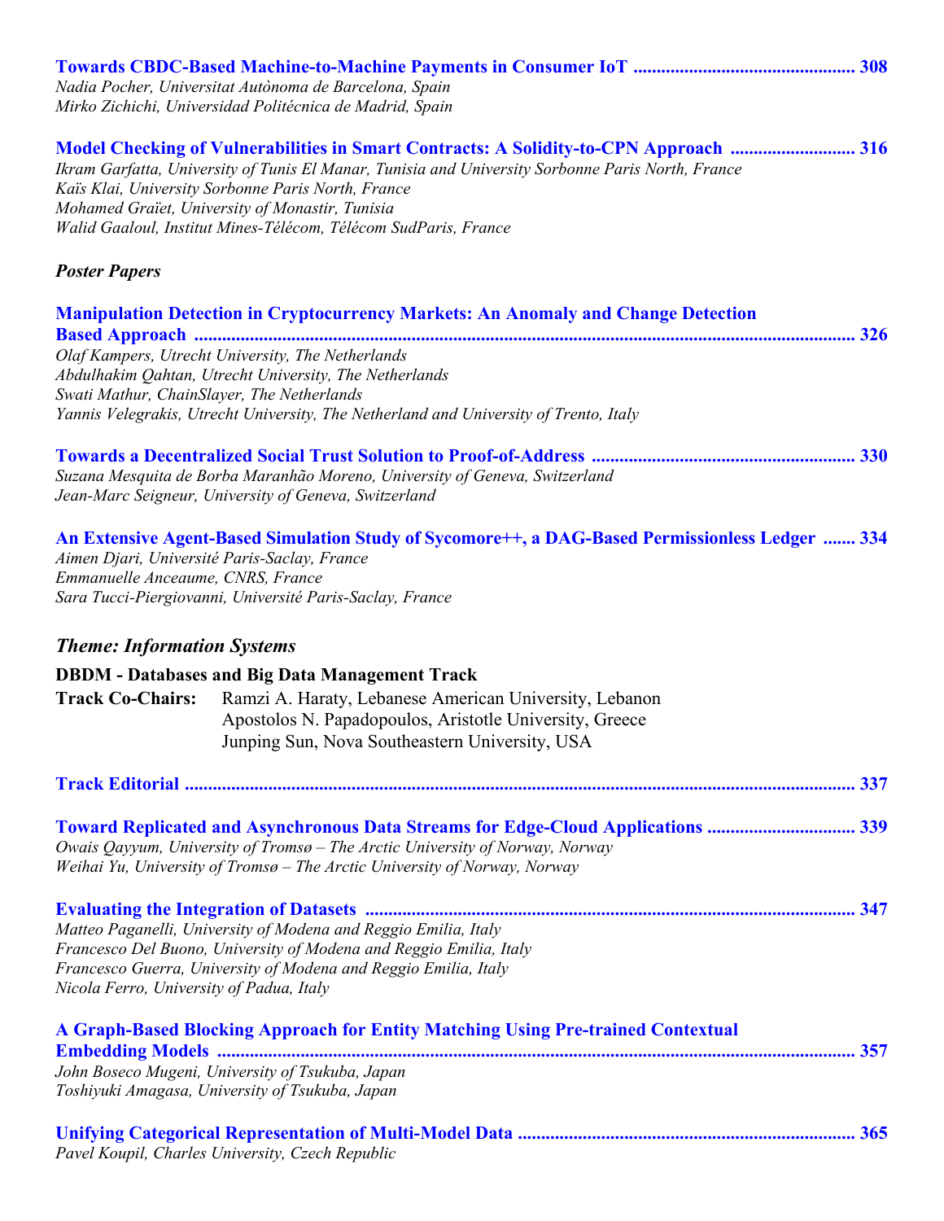**Towards CBDC-Based Machine-to-Machine Payments in Consumer IoT ............................................... 308**
*Nadia Pocher, Universitat Autònoma de Barcelona, Spain*
*Mirko Zichichi, Universidad Politécnica de Madrid, Spain*

**Model Checking of Vulnerabilities in Smart Contracts: A Solidity-to-CPN Approach .......................... 316**
*Ikram Garfatta, University of Tunis El Manar, Tunisia and University Sorbonne Paris North, France*
*Kaïs Klai, University Sorbonne Paris North, France*
*Mohamed Graïet, University of Monastir, Tunisia*
*Walid Gaaloul, Institut Mines-Télécom, Télécom SudParis, France*

***Poster Papers***

**Manipulation Detection in Cryptocurrency Markets: An Anomaly and Change Detection Based Approach ........................................................................................................................................ 326**
*Olaf Kampers, Utrecht University, The Netherlands*
*Abdulhakim Qahtan, Utrecht University, The Netherlands*
*Swati Mathur, ChainSlayer, The Netherlands*
*Yannis Velegrakis, Utrecht University, The Netherland and University of Trento, Italy*

**Towards a Decentralized Social Trust Solution to Proof-of-Address ....................................................... 330**
*Suzana Mesquita de Borba Maranhão Moreno, University of Geneva, Switzerland*
*Jean-Marc Seigneur, University of Geneva, Switzerland*

**An Extensive Agent-Based Simulation Study of Sycomore++, a DAG-Based Permissionless Ledger ....... 334**
*Aimen Djari, Université Paris-Saclay, France*
*Emmanuelle Anceaume, CNRS, France*
*Sara Tucci-Piergiovanni, Université Paris-Saclay, France*

## *Theme: Information Systems*

**DBDM - Databases and Big Data Management Track**

**Track Co-Chairs:** Ramzi A. Haraty, Lebanese American University, Lebanon
Apostolos N. Papadopoulos, Aristotle University, Greece
Junping Sun, Nova Southeastern University, USA

**Track Editorial ........................................................................................................................................ 337**

**Toward Replicated and Asynchronous Data Streams for Edge-Cloud Applications ............................... 339**
*Owais Qayyum, University of Tromsø – The Arctic University of Norway, Norway*
*Weihai Yu, University of Tromsø – The Arctic University of Norway, Norway*

**Evaluating the Integration of Datasets ........................................................................................................ 347**
*Matteo Paganelli, University of Modena and Reggio Emilia, Italy*
*Francesco Del Buono, University of Modena and Reggio Emilia, Italy*
*Francesco Guerra, University of Modena and Reggio Emilia, Italy*
*Nicola Ferro, University of Padua, Italy*

**A Graph-Based Blocking Approach for Entity Matching Using Pre-trained Contextual Embedding Models ....................................................................................................................................... 357**
*John Boseco Mugeni, University of Tsukuba, Japan*
*Toshiyuki Amagasa, University of Tsukuba, Japan*

**Unifying Categorical Representation of Multi-Model Data ........................................................................ 365**
*Pavel Koupil, Charles University, Czech Republic*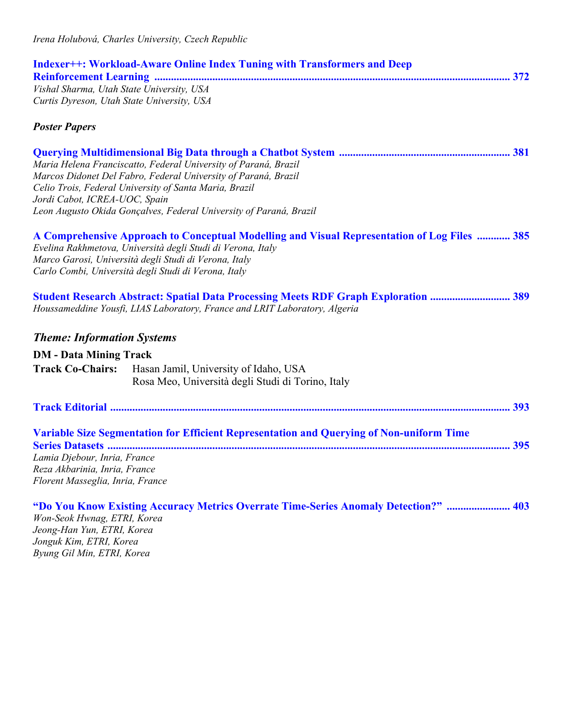*Irena Holubová, Charles University, Czech Republic*

**Indexer++: Workload-Aware Online Index Tuning with Transformers and Deep Reinforcement Learning ........ 372**
*Vishal Sharma, Utah State University, USA*
*Curtis Dyreson, Utah State University, USA*

***Poster Papers***

**Querying Multidimensional Big Data through a Chatbot System ........ 381**
*Maria Helena Franciscatto, Federal University of Paraná, Brazil*
*Marcos Didonet Del Fabro, Federal University of Paraná, Brazil*
*Celio Trois, Federal University of Santa Maria, Brazil*
*Jordi Cabot, ICREA-UOC, Spain*
*Leon Augusto Okida Gonçalves, Federal University of Paraná, Brazil*

**A Comprehensive Approach to Conceptual Modelling and Visual Representation of Log Files ........ 385**
*Evelina Rakhmetova, Università degli Studi di Verona, Italy*
*Marco Garosi, Università degli Studi di Verona, Italy*
*Carlo Combi, Università degli Studi di Verona, Italy*

**Student Research Abstract: Spatial Data Processing Meets RDF Graph Exploration ........ 389**
*Houssameddine Yousfi, LIAS Laboratory, France and LRIT Laboratory, Algeria*

## *Theme: Information Systems*

**DM - Data Mining Track**
**Track Co-Chairs:** Hasan Jamil, University of Idaho, USA
Rosa Meo, Università degli Studi di Torino, Italy

**Track Editorial ........ 393**

**Variable Size Segmentation for Efficient Representation and Querying of Non-uniform Time Series Datasets ........ 395**
*Lamia Djebour, Inria, France*
*Reza Akbarinia, Inria, France*
*Florent Masseglia, Inria, France*

**"Do You Know Existing Accuracy Metrics Overrate Time-Series Anomaly Detection?" ........ 403**
*Won-Seok Hwnag, ETRI, Korea*
*Jeong-Han Yun, ETRI, Korea*
*Jonguk Kim, ETRI, Korea*
*Byung Gil Min, ETRI, Korea*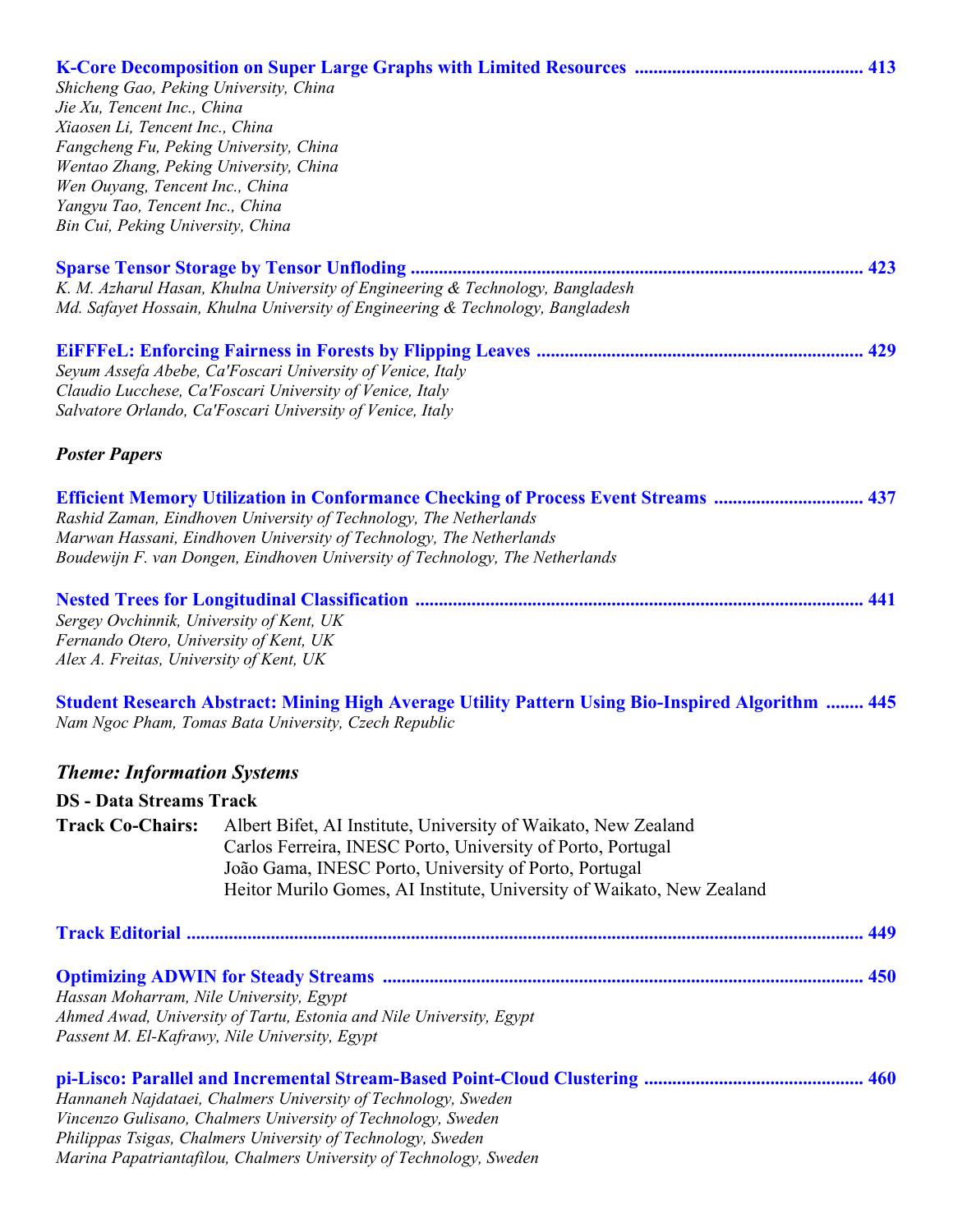**K-Core Decomposition on Super Large Graphs with Limited Resources** ................................................ 413
*Shicheng Gao, Peking University, China*
*Jie Xu, Tencent Inc., China*
*Xiaosen Li, Tencent Inc., China*
*Fangcheng Fu, Peking University, China*
*Wentao Zhang, Peking University, China*
*Wen Ouyang, Tencent Inc., China*
*Yangyu Tao, Tencent Inc., China*
*Bin Cui, Peking University, China*

**Sparse Tensor Storage by Tensor Unfloding** ................................................................................................ 423
*K. M. Azharul Hasan, Khulna University of Engineering & Technology, Bangladesh*
*Md. Safayet Hossain, Khulna University of Engineering & Technology, Bangladesh*

**EiFFFeL: Enforcing Fairness in Forests by Flipping Leaves** ..................................................................... 429
*Seyum Assefa Abebe, Ca'Foscari University of Venice, Italy*
*Claudio Lucchese, Ca'Foscari University of Venice, Italy*
*Salvatore Orlando, Ca'Foscari University of Venice, Italy*

***Poster Papers***

**Efficient Memory Utilization in Conformance Checking of Process Event Streams** ............................... 437
*Rashid Zaman, Eindhoven University of Technology, The Netherlands*
*Marwan Hassani, Eindhoven University of Technology, The Netherlands*
*Boudewijn F. van Dongen, Eindhoven University of Technology, The Netherlands*

**Nested Trees for Longitudinal Classification** .............................................................................................. 441
*Sergey Ovchinnik, University of Kent, UK*
*Fernando Otero, University of Kent, UK*
*Alex A. Freitas, University of Kent, UK*

**Student Research Abstract: Mining High Average Utility Pattern Using Bio-Inspired Algorithm** ........ 445
*Nam Ngoc Pham, Tomas Bata University, Czech Republic*

## *Theme: Information Systems*

**DS - Data Streams Track**

**Track Co-Chairs:** Albert Bifet, AI Institute, University of Waikato, New Zealand
Carlos Ferreira, INESC Porto, University of Porto, Portugal
João Gama, INESC Porto, University of Porto, Portugal
Heitor Murilo Gomes, AI Institute, University of Waikato, New Zealand

**Track Editorial** ............................................................................................................................................ 449

**Optimizing ADWIN for Steady Streams** ..................................................................................................... 450
*Hassan Moharram, Nile University, Egypt*
*Ahmed Awad, University of Tartu, Estonia and Nile University, Egypt*
*Passent M. El-Kafrawy, Nile University, Egypt*

**pi-Lisco: Parallel and Incremental Stream-Based Point-Cloud Clustering** .............................................. 460
*Hannaneh Najdataei, Chalmers University of Technology, Sweden*
*Vincenzo Gulisano, Chalmers University of Technology, Sweden*
*Philippas Tsigas, Chalmers University of Technology, Sweden*
*Marina Papatriantafilou, Chalmers University of Technology, Sweden*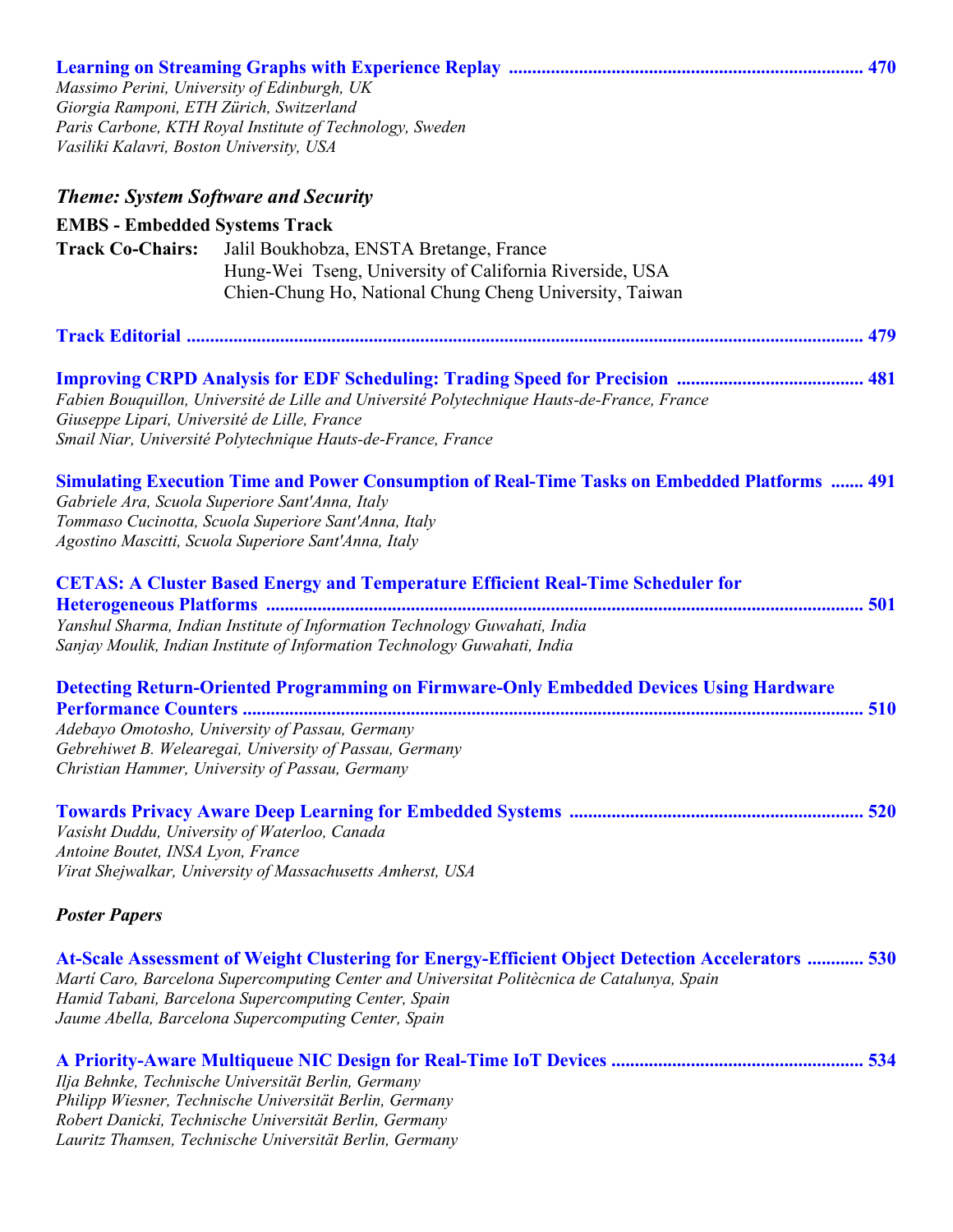**Learning on Streaming Graphs with Experience Replay** ........................................................................... 470
*Massimo Perini, University of Edinburgh, UK*
*Giorgia Ramponi, ETH Zürich, Switzerland*
*Paris Carbone, KTH Royal Institute of Technology, Sweden*
*Vasiliki Kalavri, Boston University, USA*

### *Theme: System Software and Security*

**EMBS - Embedded Systems Track**

**Track Co-Chairs:** Jalil Boukhobza, ENSTA Bretange, France
Hung-Wei Tseng, University of California Riverside, USA
Chien-Chung Ho, National Chung Cheng University, Taiwan

**Track Editorial** ............................................................................................................................................. 479

**Improving CRPD Analysis for EDF Scheduling: Trading Speed for Precision** ........................................ 481
*Fabien Bouquillon, Université de Lille and Université Polytechnique Hauts-de-France, France*
*Giuseppe Lipari, Université de Lille, France*
*Smail Niar, Université Polytechnique Hauts-de-France, France*

**Simulating Execution Time and Power Consumption of Real-Time Tasks on Embedded Platforms** ....... 491
*Gabriele Ara, Scuola Superiore Sant'Anna, Italy*
*Tommaso Cucinotta, Scuola Superiore Sant'Anna, Italy*
*Agostino Mascitti, Scuola Superiore Sant'Anna, Italy*

**CETAS: A Cluster Based Energy and Temperature Efficient Real-Time Scheduler for Heterogeneous Platforms** ................................................................................................................................ 501
*Yanshul Sharma, Indian Institute of Information Technology Guwahati, India*
*Sanjay Moulik, Indian Institute of Information Technology Guwahati, India*

**Detecting Return-Oriented Programming on Firmware-Only Embedded Devices Using Hardware Performance Counters** ..................................................................................................................... 510
*Adebayo Omotosho, University of Passau, Germany*
*Gebrehiwet B. Welearegai, University of Passau, Germany*
*Christian Hammer, University of Passau, Germany*

**Towards Privacy Aware Deep Learning for Embedded Systems** .............................................................. 520
*Vasisht Duddu, University of Waterloo, Canada*
*Antoine Boutet, INSA Lyon, France*
*Virat Shejwalkar, University of Massachusetts Amherst, USA*

### *Poster Papers*

**At-Scale Assessment of Weight Clustering for Energy-Efficient Object Detection Accelerators** ............ 530
*Martí Caro, Barcelona Supercomputing Center and Universitat Politècnica de Catalunya, Spain*
*Hamid Tabani, Barcelona Supercomputing Center, Spain*
*Jaume Abella, Barcelona Supercomputing Center, Spain*

**A Priority-Aware Multiqueue NIC Design for Real-Time IoT Devices** ..................................................... 534
*Ilja Behnke, Technische Universität Berlin, Germany*
*Philipp Wiesner, Technische Universität Berlin, Germany*
*Robert Danicki, Technische Universität Berlin, Germany*
*Lauritz Thamsen, Technische Universität Berlin, Germany*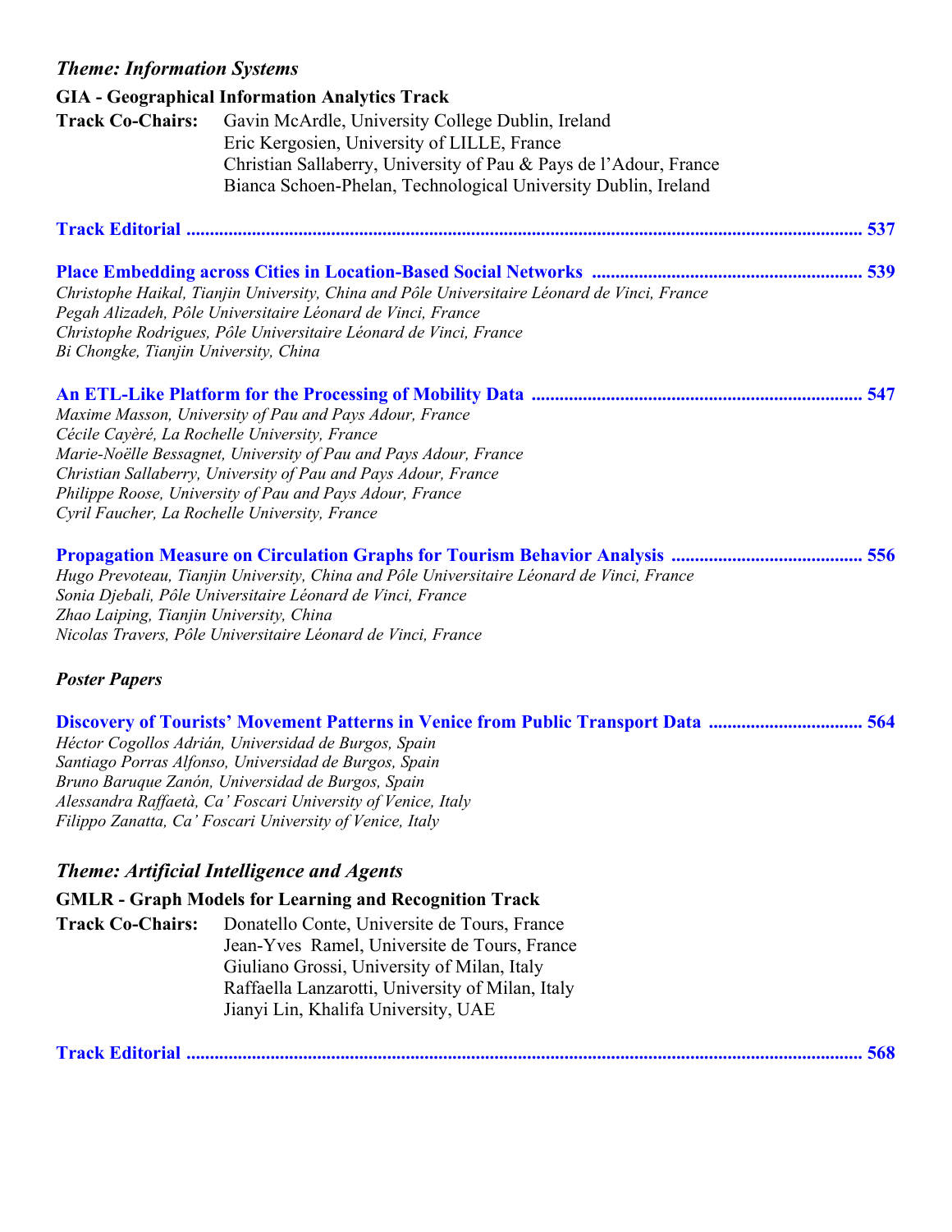## *Theme: Information Systems*

**GIA - Geographical Information Analytics Track**

**Track Co-Chairs:** Gavin McArdle, University College Dublin, Ireland
Eric Kergosien, University of LILLE, France
Christian Sallaberry, University of Pau & Pays de l'Adour, France
Bianca Schoen-Phelan, Technological University Dublin, Ireland

**Track Editorial** ........................................................................................................................................ **537**

**Place Embedding across Cities in Location-Based Social Networks** ......................................................... **539**
*Christophe Haikal, Tianjin University, China and Pôle Universitaire Léonard de Vinci, France*
*Pegah Alizadeh, Pôle Universitaire Léonard de Vinci, France*
*Christophe Rodrigues, Pôle Universitaire Léonard de Vinci, France*
*Bi Chongke, Tianjin University, China*

**An ETL-Like Platform for the Processing of Mobility Data** ...................................................................... **547**
*Maxime Masson, University of Pau and Pays Adour, France*
*Cécile Cayèré, La Rochelle University, France*
*Marie-Noëlle Bessagnet, University of Pau and Pays Adour, France*
*Christian Sallaberry, University of Pau and Pays Adour, France*
*Philippe Roose, University of Pau and Pays Adour, France*
*Cyril Faucher, La Rochelle University, France*

**Propagation Measure on Circulation Graphs for Tourism Behavior Analysis** ........................................ **556**
*Hugo Prevoteau, Tianjin University, China and Pôle Universitaire Léonard de Vinci, France*
*Sonia Djebali, Pôle Universitaire Léonard de Vinci, France*
*Zhao Laiping, Tianjin University, China*
*Nicolas Travers, Pôle Universitaire Léonard de Vinci, France*

***Poster Papers***

**Discovery of Tourists' Movement Patterns in Venice from Public Transport Data** ................................ **564**
*Héctor Cogollos Adrián, Universidad de Burgos, Spain*
*Santiago Porras Alfonso, Universidad de Burgos, Spain*
*Bruno Baruque Zanón, Universidad de Burgos, Spain*
*Alessandra Raffaetà, Ca' Foscari University of Venice, Italy*
*Filippo Zanatta, Ca' Foscari University of Venice, Italy*

## *Theme: Artificial Intelligence and Agents*

**GMLR - Graph Models for Learning and Recognition Track**

**Track Co-Chairs:** Donatello Conte, Universite de Tours, France
Jean-Yves Ramel, Universite de Tours, France
Giuliano Grossi, University of Milan, Italy
Raffaella Lanzarotti, University of Milan, Italy
Jianyi Lin, Khalifa University, UAE

**Track Editorial** ........................................................................................................................................ **568**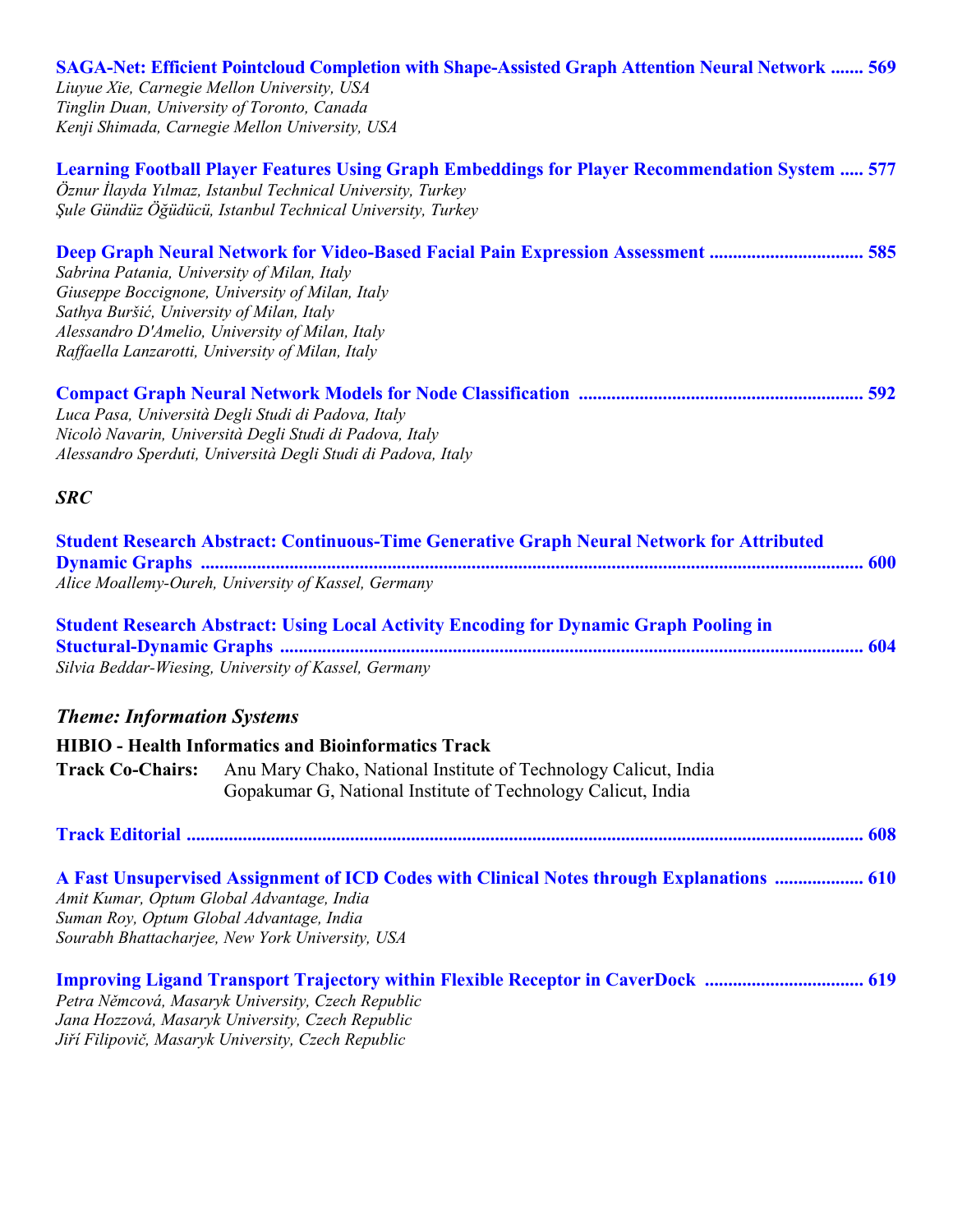**SAGA-Net: Efficient Pointcloud Completion with Shape-Assisted Graph Attention Neural Network ....... 569**
*Liuyue Xie, Carnegie Mellon University, USA*
*Tinglin Duan, University of Toronto, Canada*
*Kenji Shimada, Carnegie Mellon University, USA*

**Learning Football Player Features Using Graph Embeddings for Player Recommendation System ..... 577**
*Öznur İlayda Yılmaz, Istanbul Technical University, Turkey*
*Şule Gündüz Öğüdücü, Istanbul Technical University, Turkey*

**Deep Graph Neural Network for Video-Based Facial Pain Expression Assessment ................................ 585**
*Sabrina Patania, University of Milan, Italy*
*Giuseppe Boccignone, University of Milan, Italy*
*Sathya Buršić, University of Milan, Italy*
*Alessandro D'Amelio, University of Milan, Italy*
*Raffaella Lanzarotti, University of Milan, Italy*

**Compact Graph Neural Network Models for Node Classification ............................................................ 592**
*Luca Pasa, Università Degli Studi di Padova, Italy*
*Nicolò Navarin, Università Degli Studi di Padova, Italy*
*Alessandro Sperduti, Università Degli Studi di Padova, Italy*

### *SRC*

**Student Research Abstract: Continuous-Time Generative Graph Neural Network for Attributed Dynamic Graphs .......................................................................................................................................... 600**
*Alice Moallemy-Oureh, University of Kassel, Germany*

**Student Research Abstract: Using Local Activity Encoding for Dynamic Graph Pooling in Stuctural-Dynamic Graphs .......................................................................................................................... 604**
*Silvia Beddar-Wiesing, University of Kassel, Germany*

## *Theme: Information Systems*

### HIBIO - Health Informatics and Bioinformatics Track

**Track Co-Chairs:** Anu Mary Chako, National Institute of Technology Calicut, India
Gopakumar G, National Institute of Technology Calicut, India

**Track Editorial ............................................................................................................................................... 608**

**A Fast Unsupervised Assignment of ICD Codes with Clinical Notes through Explanations .................. 610**
*Amit Kumar, Optum Global Advantage, India*
*Suman Roy, Optum Global Advantage, India*
*Sourabh Bhattacharjee, New York University, USA*

**Improving Ligand Transport Trajectory within Flexible Receptor in CaverDock ................................. 619**
*Petra Němcová, Masaryk University, Czech Republic*
*Jana Hozzová, Masaryk University, Czech Republic*
*Jiří Filipovič, Masaryk University, Czech Republic*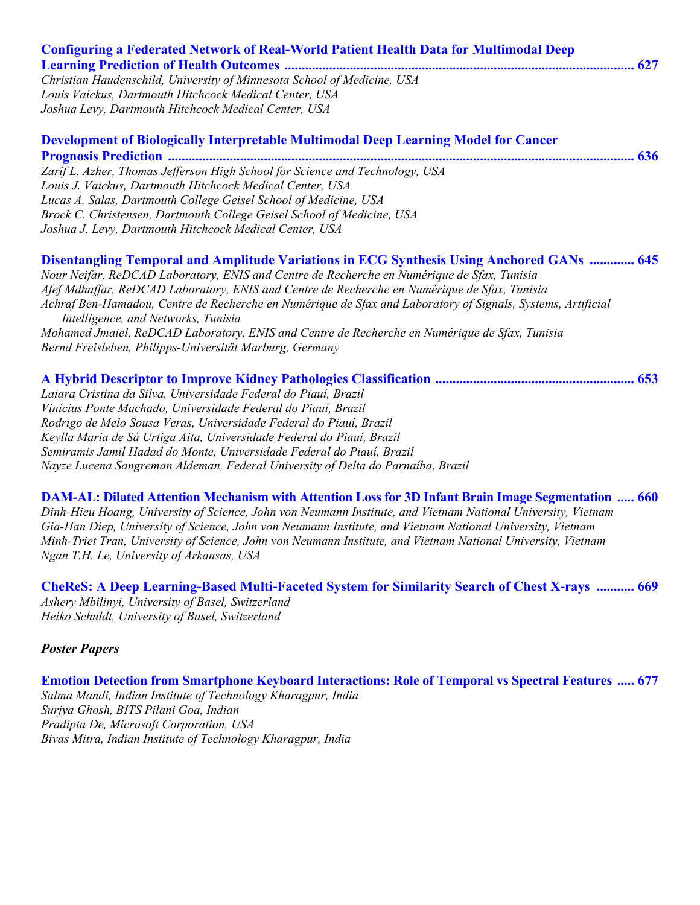**Configuring a Federated Network of Real-World Patient Health Data for Multimodal Deep Learning Prediction of Health Outcomes ..................... 627**
*Christian Haudenschild, University of Minnesota School of Medicine, USA*
*Louis Vaickus, Dartmouth Hitchcock Medical Center, USA*
*Joshua Levy, Dartmouth Hitchcock Medical Center, USA*

**Development of Biologically Interpretable Multimodal Deep Learning Model for Cancer Prognosis Prediction ..................... 636**
*Zarif L. Azher, Thomas Jefferson High School for Science and Technology, USA*
*Louis J. Vaickus, Dartmouth Hitchcock Medical Center, USA*
*Lucas A. Salas, Dartmouth College Geisel School of Medicine, USA*
*Brock C. Christensen, Dartmouth College Geisel School of Medicine, USA*
*Joshua J. Levy, Dartmouth Hitchcock Medical Center, USA*

**Disentangling Temporal and Amplitude Variations in ECG Synthesis Using Anchored GANs ............. 645**
*Nour Neifar, ReDCAD Laboratory, ENIS and Centre de Recherche en Numérique de Sfax, Tunisia*
*Afef Mdhaffar, ReDCAD Laboratory, ENIS and Centre de Recherche en Numérique de Sfax, Tunisia*
*Achraf Ben-Hamadou, Centre de Recherche en Numérique de Sfax and Laboratory of Signals, Systems, Artificial Intelligence, and Networks, Tunisia*
*Mohamed Jmaiel, ReDCAD Laboratory, ENIS and Centre de Recherche en Numérique de Sfax, Tunisia*
*Bernd Freisleben, Philipps-Universität Marburg, Germany*

**A Hybrid Descriptor to Improve Kidney Pathologies Classification ..................... 653**
*Laiara Cristina da Silva, Universidade Federal do Piauí, Brazil*
*Vinícius Ponte Machado, Universidade Federal do Piauí, Brazil*
*Rodrigo de Melo Sousa Veras, Universidade Federal do Piauí, Brazil*
*Keylla Maria de Sá Urtiga Aita, Universidade Federal do Piauí, Brazil*
*Semiramis Jamil Hadad do Monte, Universidade Federal do Piauí, Brazil*
*Nayze Lucena Sangreman Aldeman, Federal University of Delta do Parnaíba, Brazil*

**DAM-AL: Dilated Attention Mechanism with Attention Loss for 3D Infant Brain Image Segmentation ..... 660**
*Dinh-Hieu Hoang, University of Science, John von Neumann Institute, and Vietnam National University, Vietnam*
*Gia-Han Diep, University of Science, John von Neumann Institute, and Vietnam National University, Vietnam*
*Minh-Triet Tran, University of Science, John von Neumann Institute, and Vietnam National University, Vietnam*
*Ngan T.H. Le, University of Arkansas, USA*

**CheReS: A Deep Learning-Based Multi-Faceted System for Similarity Search of Chest X-rays ........... 669**
*Ashery Mbilinyi, University of Basel, Switzerland*
*Heiko Schuldt, University of Basel, Switzerland*

***Poster Papers***

**Emotion Detection from Smartphone Keyboard Interactions: Role of Temporal vs Spectral Features ..... 677**
*Salma Mandi, Indian Institute of Technology Kharagpur, India*
*Surjya Ghosh, BITS Pilani Goa, Indian*
*Pradipta De, Microsoft Corporation, USA*
*Bivas Mitra, Indian Institute of Technology Kharagpur, India*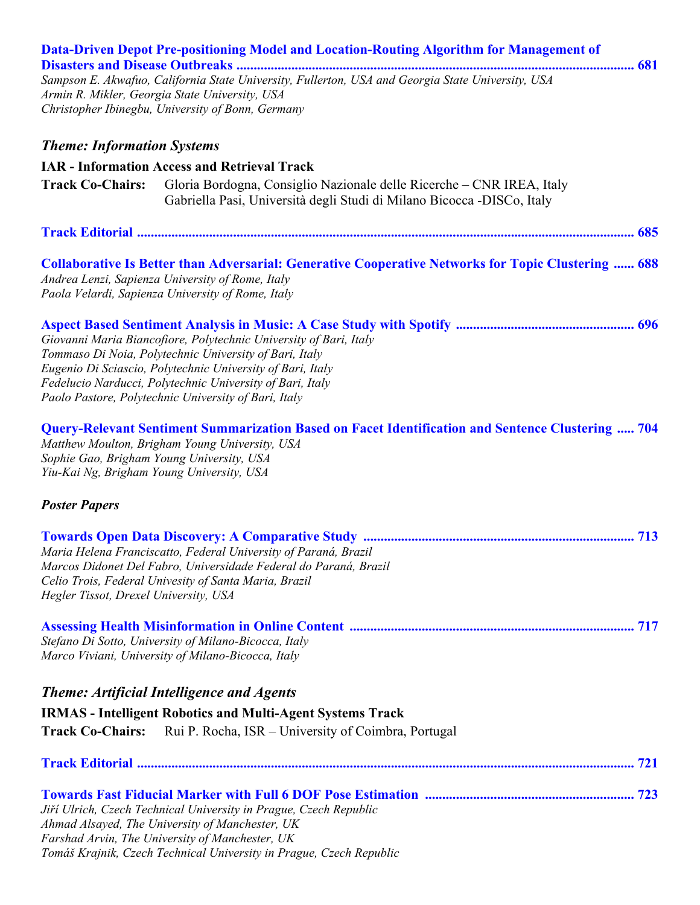**Data-Driven Depot Pre-positioning Model and Location-Routing Algorithm for Management of Disasters and Disease Outbreaks ... 681**
*Sampson E. Akwafuo, California State University, Fullerton, USA and Georgia State University, USA*
*Armin R. Mikler, Georgia State University, USA*
*Christopher Ibinegbu, University of Bonn, Germany*

## *Theme: Information Systems*

### IAR - Information Access and Retrieval Track

**Track Co-Chairs:** Gloria Bordogna, Consiglio Nazionale delle Ricerche – CNR IREA, Italy
Gabriella Pasi, Università degli Studi di Milano Bicocca -DISCo, Italy

**Track Editorial ... 685**

**Collaborative Is Better than Adversarial: Generative Cooperative Networks for Topic Clustering ... 688**
*Andrea Lenzi, Sapienza University of Rome, Italy*
*Paola Velardi, Sapienza University of Rome, Italy*

**Aspect Based Sentiment Analysis in Music: A Case Study with Spotify ... 696**
*Giovanni Maria Biancofiore, Polytechnic University of Bari, Italy*
*Tommaso Di Noia, Polytechnic University of Bari, Italy*
*Eugenio Di Sciascio, Polytechnic University of Bari, Italy*
*Fedelucio Narducci, Polytechnic University of Bari, Italy*
*Paolo Pastore, Polytechnic University of Bari, Italy*

**Query-Relevant Sentiment Summarization Based on Facet Identification and Sentence Clustering ... 704**
*Matthew Moulton, Brigham Young University, USA*
*Sophie Gao, Brigham Young University, USA*
*Yiu-Kai Ng, Brigham Young University, USA*

### *Poster Papers*

**Towards Open Data Discovery: A Comparative Study ... 713**
*Maria Helena Franciscatto, Federal University of Paraná, Brazil*
*Marcos Didonet Del Fabro, Universidade Federal do Paraná, Brazil*
*Celio Trois, Federal Univesity of Santa Maria, Brazil*
*Hegler Tissot, Drexel University, USA*

**Assessing Health Misinformation in Online Content ... 717**
*Stefano Di Sotto, University of Milano-Bicocca, Italy*
*Marco Viviani, University of Milano-Bicocca, Italy*

## *Theme: Artificial Intelligence and Agents*

### IRMAS - Intelligent Robotics and Multi-Agent Systems Track

**Track Co-Chairs:** Rui P. Rocha, ISR – University of Coimbra, Portugal

**Track Editorial ... 721**

**Towards Fast Fiducial Marker with Full 6 DOF Pose Estimation ... 723**
*Jiří Ulrich, Czech Technical University in Prague, Czech Republic*
*Ahmad Alsayed, The University of Manchester, UK*
*Farshad Arvin, The University of Manchester, UK*
*Tomáš Krajnik, Czech Technical University in Prague, Czech Republic*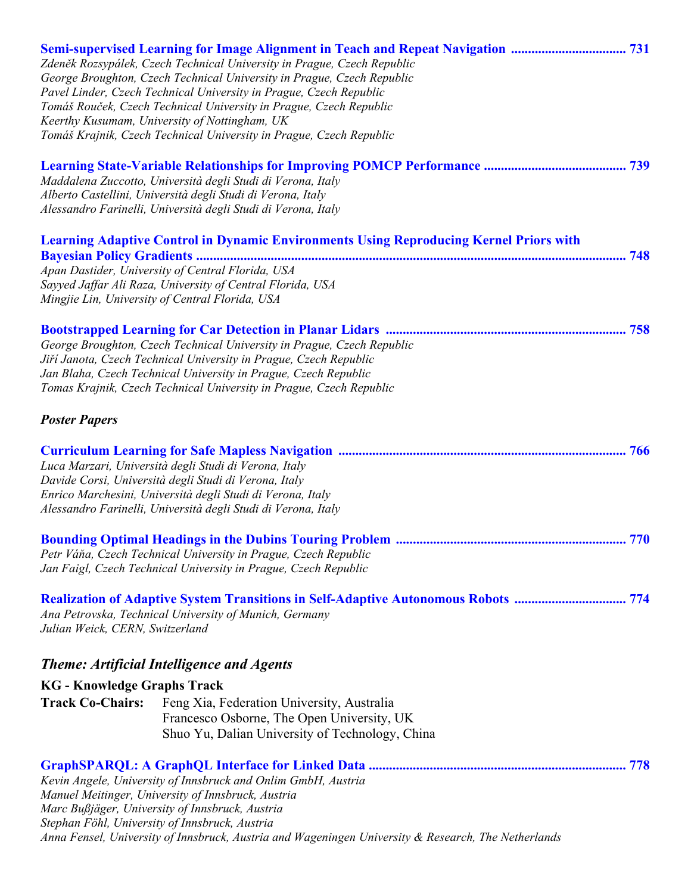**Semi-supervised Learning for Image Alignment in Teach and Repeat Navigation ................................. 731**
*Zdeněk Rozsypálek, Czech Technical University in Prague, Czech Republic*
*George Broughton, Czech Technical University in Prague, Czech Republic*
*Pavel Linder, Czech Technical University in Prague, Czech Republic*
*Tomáš Rouček, Czech Technical University in Prague, Czech Republic*
*Keerthy Kusumam, University of Nottingham, UK*
*Tomáš Krajnik, Czech Technical University in Prague, Czech Republic*

**Learning State-Variable Relationships for Improving POMCP Performance ........................................ 739**
*Maddalena Zuccotto, Università degli Studi di Verona, Italy*
*Alberto Castellini, Università degli Studi di Verona, Italy*
*Alessandro Farinelli, Università degli Studi di Verona, Italy*

**Learning Adaptive Control in Dynamic Environments Using Reproducing Kernel Priors with Bayesian Policy Gradients ........................................................................................................................ 748**
*Apan Dastider, University of Central Florida, USA*
*Sayyed Jaffar Ali Raza, University of Central Florida, USA*
*Mingjie Lin, University of Central Florida, USA*

**Bootstrapped Learning for Car Detection in Planar Lidars ..................................................................... 758**
*George Broughton, Czech Technical University in Prague, Czech Republic*
*Jiří Janota, Czech Technical University in Prague, Czech Republic*
*Jan Blaha, Czech Technical University in Prague, Czech Republic*
*Tomas Krajnik, Czech Technical University in Prague, Czech Republic*

***Poster Papers***

**Curriculum Learning for Safe Mapless Navigation .................................................................................. 766**
*Luca Marzari, Università degli Studi di Verona, Italy*
*Davide Corsi, Università degli Studi di Verona, Italy*
*Enrico Marchesini, Università degli Studi di Verona, Italy*
*Alessandro Farinelli, Università degli Studi di Verona, Italy*

**Bounding Optimal Headings in the Dubins Touring Problem .................................................................. 770**
*Petr Váňa, Czech Technical University in Prague, Czech Republic*
*Jan Faigl, Czech Technical University in Prague, Czech Republic*

**Realization of Adaptive System Transitions in Self-Adaptive Autonomous Robots ................................ 774**
*Ana Petrovska, Technical University of Munich, Germany*
*Julian Weick, CERN, Switzerland*

## *Theme: Artificial Intelligence and Agents*

### KG - Knowledge Graphs Track

**Track Co-Chairs:** Feng Xia, Federation University, Australia
Francesco Osborne, The Open University, UK
Shuo Yu, Dalian University of Technology, China

**GraphSPARQL: A GraphQL Interface for Linked Data .......................................................................... 778**
*Kevin Angele, University of Innsbruck and Onlim GmbH, Austria*
*Manuel Meitinger, University of Innsbruck, Austria*
*Marc Bußjäger, University of Innsbruck, Austria*
*Stephan Föhl, University of Innsbruck, Austria*
*Anna Fensel, University of Innsbruck, Austria and Wageningen University & Research, The Netherlands*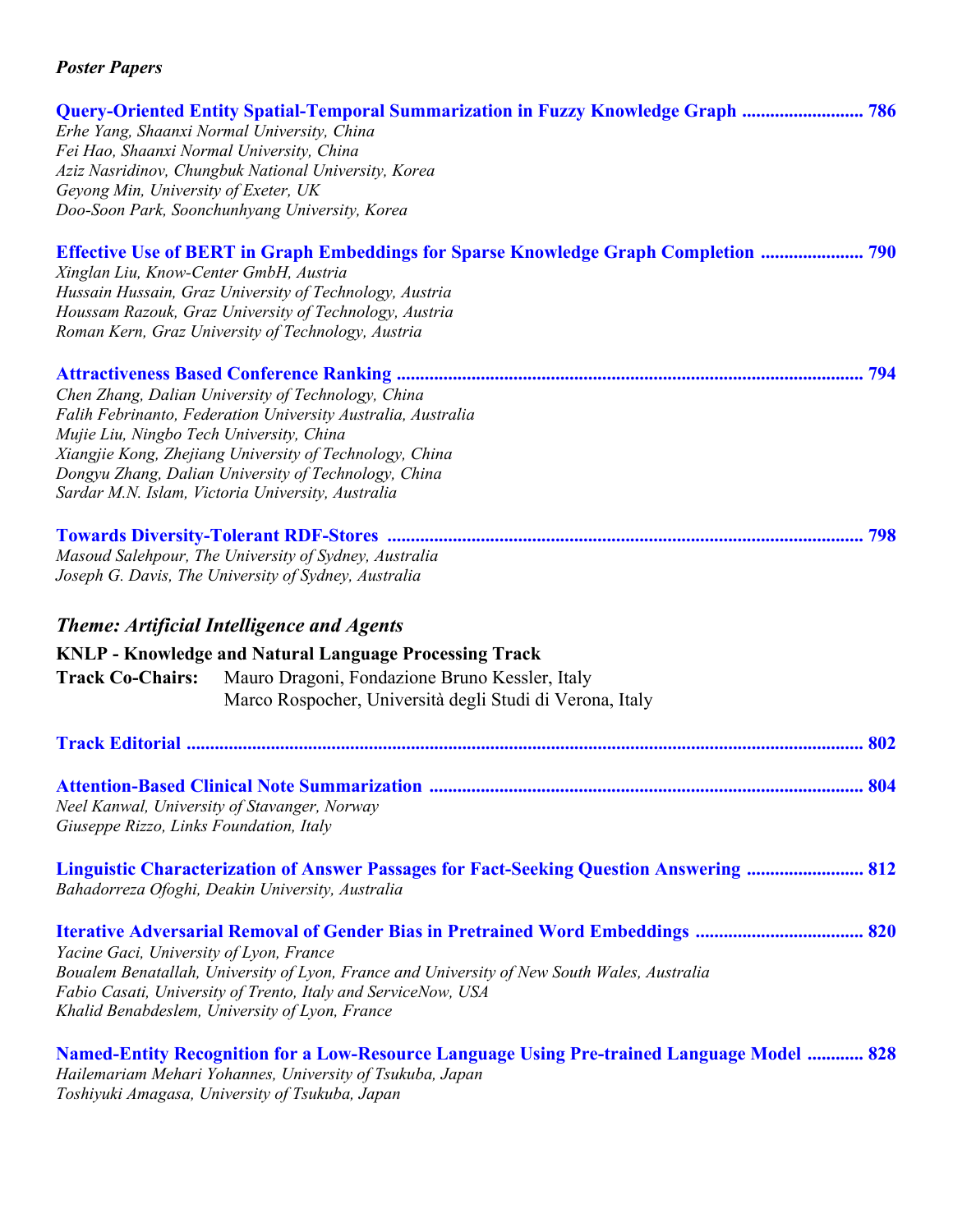*Poster Papers*

**Query-Oriented Entity Spatial-Temporal Summarization in Fuzzy Knowledge Graph .......................... 786**
*Erhe Yang, Shaanxi Normal University, China*
*Fei Hao, Shaanxi Normal University, China*
*Aziz Nasridinov, Chungbuk National University, Korea*
*Geyong Min, University of Exeter, UK*
*Doo-Soon Park, Soonchunhyang University, Korea*

**Effective Use of BERT in Graph Embeddings for Sparse Knowledge Graph Completion ...................... 790**
*Xinglan Liu, Know-Center GmbH, Austria*
*Hussain Hussain, Graz University of Technology, Austria*
*Houssam Razouk, Graz University of Technology, Austria*
*Roman Kern, Graz University of Technology, Austria*

**Attractiveness Based Conference Ranking .................................................................................................... 794**
*Chen Zhang, Dalian University of Technology, China*
*Falih Febrinanto, Federation University Australia, Australia*
*Mujie Liu, Ningbo Tech University, China*
*Xiangjie Kong, Zhejiang University of Technology, China*
*Dongyu Zhang, Dalian University of Technology, China*
*Sardar M.N. Islam, Victoria University, Australia*

**Towards Diversity-Tolerant RDF-Stores ...................................................................................................... 798**
*Masoud Salehpour, The University of Sydney, Australia*
*Joseph G. Davis, The University of Sydney, Australia*

## *Theme: Artificial Intelligence and Agents*

**KNLP - Knowledge and Natural Language Processing Track**

**Track Co-Chairs:** Mauro Dragoni, Fondazione Bruno Kessler, Italy
Marco Rospocher, Università degli Studi di Verona, Italy

**Track Editorial ................................................................................................................................................ 802**

**Attention-Based Clinical Note Summarization ............................................................................................ 804**
*Neel Kanwal, University of Stavanger, Norway*
*Giuseppe Rizzo, Links Foundation, Italy*

**Linguistic Characterization of Answer Passages for Fact-Seeking Question Answering ......................... 812**
*Bahadorreza Ofoghi, Deakin University, Australia*

**Iterative Adversarial Removal of Gender Bias in Pretrained Word Embeddings .................................... 820**
*Yacine Gaci, University of Lyon, France*
*Boualem Benatallah, University of Lyon, France and University of New South Wales, Australia*
*Fabio Casati, University of Trento, Italy and ServiceNow, USA*
*Khalid Benabdeslem, University of Lyon, France*

**Named-Entity Recognition for a Low-Resource Language Using Pre-trained Language Model ............ 828**
*Hailemariam Mehari Yohannes, University of Tsukuba, Japan*
*Toshiyuki Amagasa, University of Tsukuba, Japan*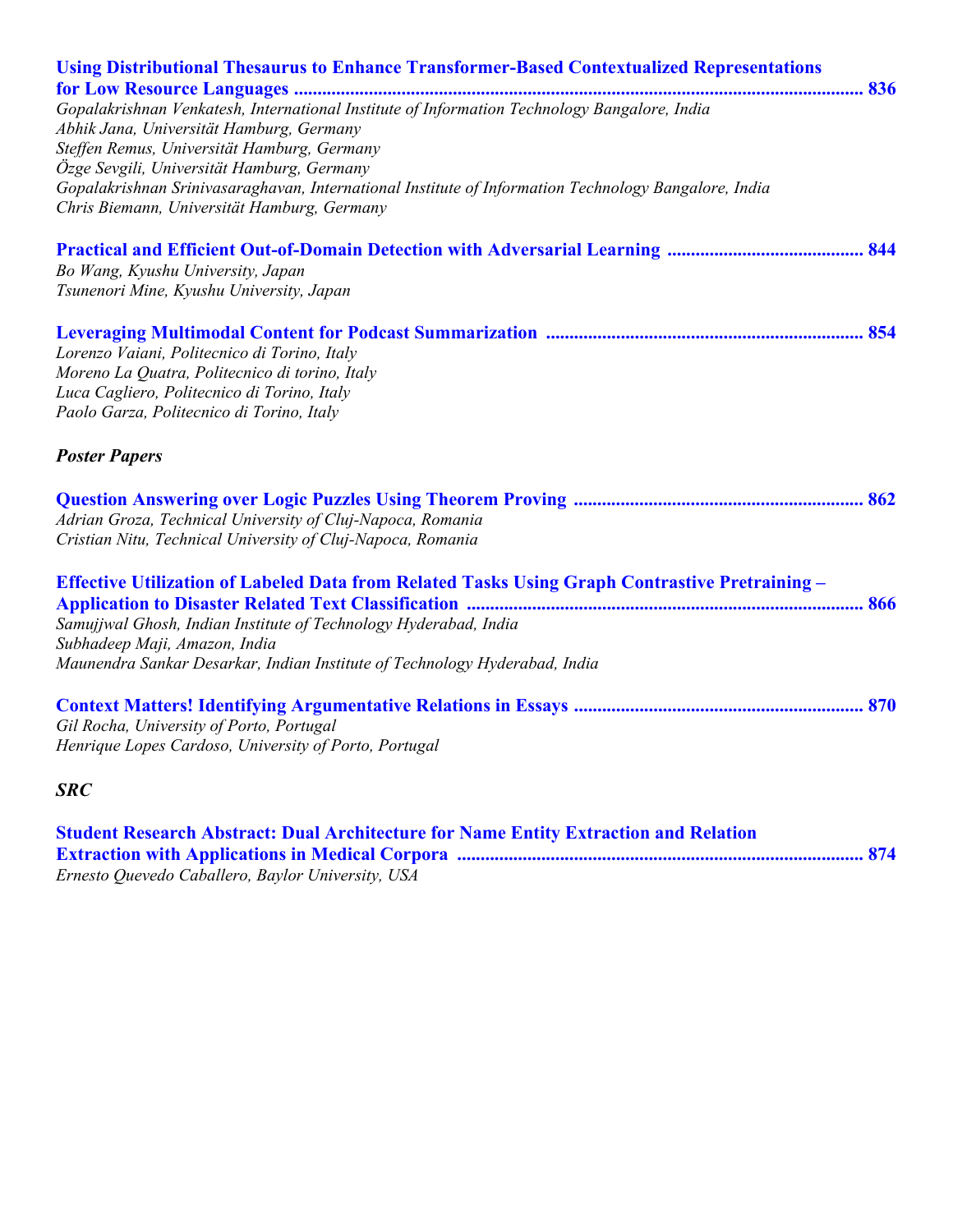**Using Distributional Thesaurus to Enhance Transformer-Based Contextualized Representations for Low Resource Languages** ........................................................................................................................ **836**
*Gopalakrishnan Venkatesh, International Institute of Information Technology Bangalore, India*
*Abhik Jana, Universität Hamburg, Germany*
*Steffen Remus, Universität Hamburg, Germany*
*Özge Sevgili, Universität Hamburg, Germany*
*Gopalakrishnan Srinivasaraghavan, International Institute of Information Technology Bangalore, India*
*Chris Biemann, Universität Hamburg, Germany*

**Practical and Efficient Out-of-Domain Detection with Adversarial Learning** ......................................... **844**
*Bo Wang, Kyushu University, Japan*
*Tsunenori Mine, Kyushu University, Japan*

**Leveraging Multimodal Content for Podcast Summarization** ................................................................... **854**
*Lorenzo Vaiani, Politecnico di Torino, Italy*
*Moreno La Quatra, Politecnico di torino, Italy*
*Luca Cagliero, Politecnico di Torino, Italy*
*Paolo Garza, Politecnico di Torino, Italy*

***Poster Papers***

**Question Answering over Logic Puzzles Using Theorem Proving** ............................................................. **862**
*Adrian Groza, Technical University of Cluj-Napoca, Romania*
*Cristian Nitu, Technical University of Cluj-Napoca, Romania*

**Effective Utilization of Labeled Data from Related Tasks Using Graph Contrastive Pretraining – Application to Disaster Related Text Classification** .................................................................................... **866**
*Samujjwal Ghosh, Indian Institute of Technology Hyderabad, India*
*Subhadeep Maji, Amazon, India*
*Maunendra Sankar Desarkar, Indian Institute of Technology Hyderabad, India*

**Context Matters! Identifying Argumentative Relations in Essays** ............................................................. **870**
*Gil Rocha, University of Porto, Portugal*
*Henrique Lopes Cardoso, University of Porto, Portugal*

***SRC***

**Student Research Abstract: Dual Architecture for Name Entity Extraction and Relation Extraction with Applications in Medical Corpora** ..................................................................................... **874**
*Ernesto Quevedo Caballero, Baylor University, USA*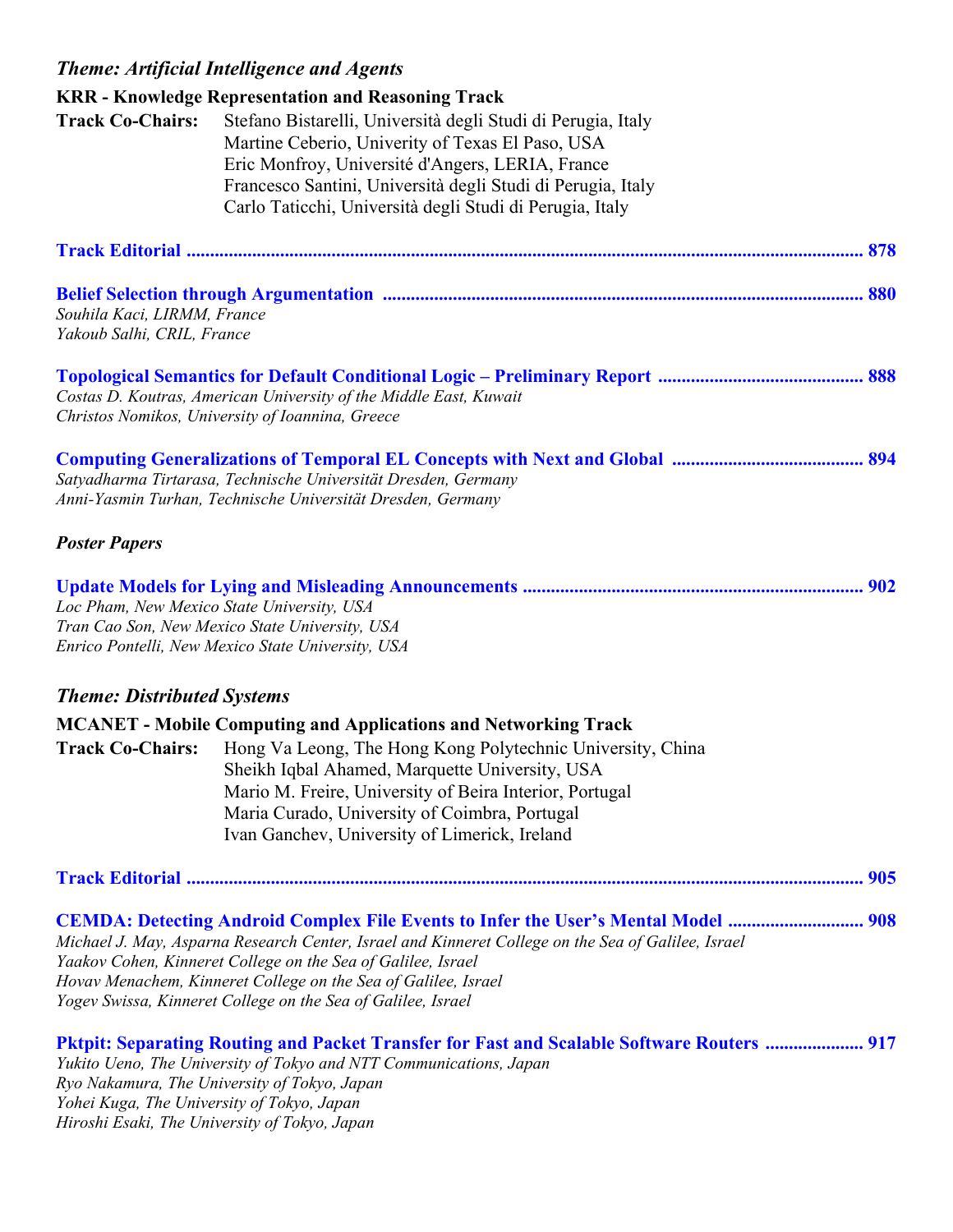### *Theme: Artificial Intelligence and Agents*

**KRR - Knowledge Representation and Reasoning Track**

**Track Co-Chairs:** Stefano Bistarelli, Università degli Studi di Perugia, Italy
Martine Ceberio, Univerity of Texas El Paso, USA
Eric Monfroy, Université d'Angers, LERIA, France
Francesco Santini, Università degli Studi di Perugia, Italy
Carlo Taticchi, Università degli Studi di Perugia, Italy

**Track Editorial ..................................................... 878**

**Belief Selection through Argumentation ..................................................... 880**
*Souhila Kaci, LIRMM, France*
*Yakoub Salhi, CRIL, France*

**Topological Semantics for Default Conditional Logic – Preliminary Report ..................................................... 888**
*Costas D. Koutras, American University of the Middle East, Kuwait*
*Christos Nomikos, University of Ioannina, Greece*

**Computing Generalizations of Temporal EL Concepts with Next and Global ..................................................... 894**
*Satyadharma Tirtarasa, Technische Universität Dresden, Germany*
*Anni-Yasmin Turhan, Technische Universität Dresden, Germany*

#### *Poster Papers*

**Update Models for Lying and Misleading Announcements ..................................................... 902**
*Loc Pham, New Mexico State University, USA*
*Tran Cao Son, New Mexico State University, USA*
*Enrico Pontelli, New Mexico State University, USA*

### *Theme: Distributed Systems*

**MCANET - Mobile Computing and Applications and Networking Track**

**Track Co-Chairs:** Hong Va Leong, The Hong Kong Polytechnic University, China
Sheikh Iqbal Ahamed, Marquette University, USA
Mario M. Freire, University of Beira Interior, Portugal
Maria Curado, University of Coimbra, Portugal
Ivan Ganchev, University of Limerick, Ireland

**Track Editorial ..................................................... 905**

**CEMDA: Detecting Android Complex File Events to Infer the User's Mental Model ..................................................... 908**
*Michael J. May, Asparna Research Center, Israel and Kinneret College on the Sea of Galilee, Israel*
*Yaakov Cohen, Kinneret College on the Sea of Galilee, Israel*
*Hovav Menachem, Kinneret College on the Sea of Galilee, Israel*
*Yogev Swissa, Kinneret College on the Sea of Galilee, Israel*

**Pktpit: Separating Routing and Packet Transfer for Fast and Scalable Software Routers ..................................................... 917**
*Yukito Ueno, The University of Tokyo and NTT Communications, Japan*
*Ryo Nakamura, The University of Tokyo, Japan*
*Yohei Kuga, The University of Tokyo, Japan*
*Hiroshi Esaki, The University of Tokyo, Japan*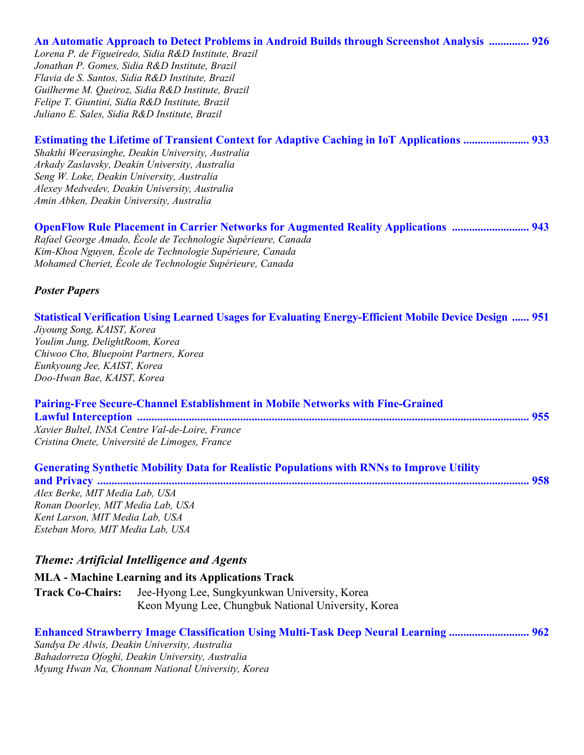**An Automatic Approach to Detect Problems in Android Builds through Screenshot Analysis ............. 926**
*Lorena P. de Figueiredo, Sidia R&D Institute, Brazil*
*Jonathan P. Gomes, Sidia R&D Institute, Brazil*
*Flavia de S. Santos, Sidia R&D Institute, Brazil*
*Guilherme M. Queiroz, Sidia R&D Institute, Brazil*
*Felipe T. Giuntini, Sidia R&D Institute, Brazil*
*Juliano E. Sales, Sidia R&D Institute, Brazil*

**Estimating the Lifetime of Transient Context for Adaptive Caching in IoT Applications ...................... 933**
*Shakthi Weerasinghe, Deakin University, Australia*
*Arkady Zaslavsky, Deakin University, Australia*
*Seng W. Loke, Deakin University, Australia*
*Alexey Medvedev, Deakin University, Australia*
*Amin Abken, Deakin University, Australia*

**OpenFlow Rule Placement in Carrier Networks for Augmented Reality Applications .......................... 943**
*Rafael George Amado, École de Technologie Supérieure, Canada*
*Kim-Khoa Nguyen, École de Technologie Supérieure, Canada*
*Mohamed Cheriet, École de Technologie Supérieure, Canada*

### *Poster Papers*

**Statistical Verification Using Learned Usages for Evaluating Energy-Efficient Mobile Device Design ...... 951**
*Jiyoung Song, KAIST, Korea*
*Youlim Jung, DelightRoom, Korea*
*Chiwoo Cho, Bluepoint Partners, Korea*
*Eunkyoung Jee, KAIST, Korea*
*Doo-Hwan Bae, KAIST, Korea*

**Pairing-Free Secure-Channel Establishment in Mobile Networks with Fine-Grained Lawful Interception ...................................................................................................................... 955**
*Xavier Bultel, INSA Centre Val-de-Loire, France*
*Cristina Onete, Université de Limoges, France*

**Generating Synthetic Mobility Data for Realistic Populations with RNNs to Improve Utility and Privacy ...................................................................................................................... 958**
*Alex Berke, MIT Media Lab, USA*
*Ronan Doorley, MIT Media Lab, USA*
*Kent Larson, MIT Media Lab, USA*
*Esteban Moro, MIT Media Lab, USA*

## *Theme: Artificial Intelligence and Agents*

**MLA - Machine Learning and its Applications Track**

**Track Co-Chairs:** Jee-Hyong Lee, Sungkyunkwan University, Korea
Keon Myung Lee, Chungbuk National University, Korea

**Enhanced Strawberry Image Classification Using Multi-Task Deep Neural Learning ........................... 962**
*Sandya De Alwis, Deakin University, Australia*
*Bahadorreza Ofoghi, Deakin University, Australia*
*Myung Hwan Na, Chonnam National University, Korea*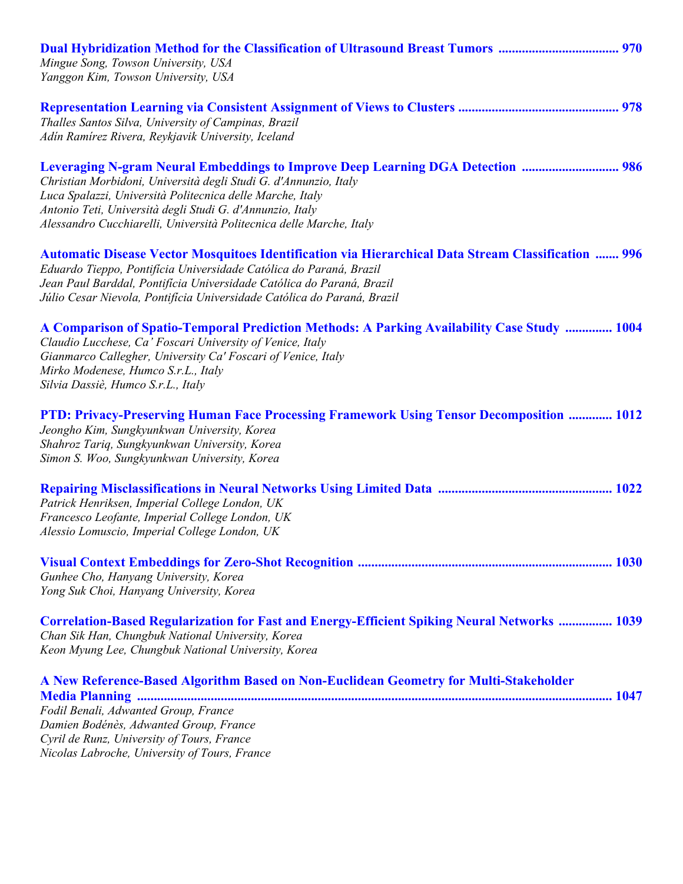**Dual Hybridization Method for the Classification of Ultrasound Breast Tumors .................................... 970**
*Mingue Song, Towson University, USA*
*Yanggon Kim, Towson University, USA*

**Representation Learning via Consistent Assignment of Views to Clusters ................................................ 978**
*Thalles Santos Silva, University of Campinas, Brazil*
*Adín Ramírez Rivera, Reykjavik University, Iceland*

**Leveraging N-gram Neural Embeddings to Improve Deep Learning DGA Detection ............................ 986**
*Christian Morbidoni, Università degli Studi G. d'Annunzio, Italy*
*Luca Spalazzi, Università Politecnica delle Marche, Italy*
*Antonio Teti, Università degli Studi G. d'Annunzio, Italy*
*Alessandro Cucchiarelli, Università Politecnica delle Marche, Italy*

**Automatic Disease Vector Mosquitoes Identification via Hierarchical Data Stream Classification ....... 996**
*Eduardo Tieppo, Pontifícia Universidade Católica do Paraná, Brazil*
*Jean Paul Barddal, Pontifícia Universidade Católica do Paraná, Brazil*
*Júlio Cesar Nievola, Pontifícia Universidade Católica do Paraná, Brazil*

**A Comparison of Spatio-Temporal Prediction Methods: A Parking Availability Case Study .............. 1004**
*Claudio Lucchese, Ca' Foscari University of Venice, Italy*
*Gianmarco Callegher, University Ca' Foscari of Venice, Italy*
*Mirko Modenese, Humco S.r.L., Italy*
*Silvia Dassiè, Humco S.r.L., Italy*

**PTD: Privacy-Preserving Human Face Processing Framework Using Tensor Decomposition ............. 1012**
*Jeongho Kim, Sungkyunkwan University, Korea*
*Shahroz Tariq, Sungkyunkwan University, Korea*
*Simon S. Woo, Sungkyunkwan University, Korea*

**Repairing Misclassifications in Neural Networks Using Limited Data .................................................... 1022**
*Patrick Henriksen, Imperial College London, UK*
*Francesco Leofante, Imperial College London, UK*
*Alessio Lomuscio, Imperial College London, UK*

**Visual Context Embeddings for Zero-Shot Recognition ........................................................................... 1030**
*Gunhee Cho, Hanyang University, Korea*
*Yong Suk Choi, Hanyang University, Korea*

**Correlation-Based Regularization for Fast and Energy-Efficient Spiking Neural Networks ................ 1039**
*Chan Sik Han, Chungbuk National University, Korea*
*Keon Myung Lee, Chungbuk National University, Korea*

**A New Reference-Based Algorithm Based on Non-Euclidean Geometry for Multi-Stakeholder Media Planning ............................................................................................................................................. 1047**
*Fodil Benali, Adwanted Group, France*
*Damien Bodénès, Adwanted Group, France*
*Cyril de Runz, University of Tours, France*
*Nicolas Labroche, University of Tours, France*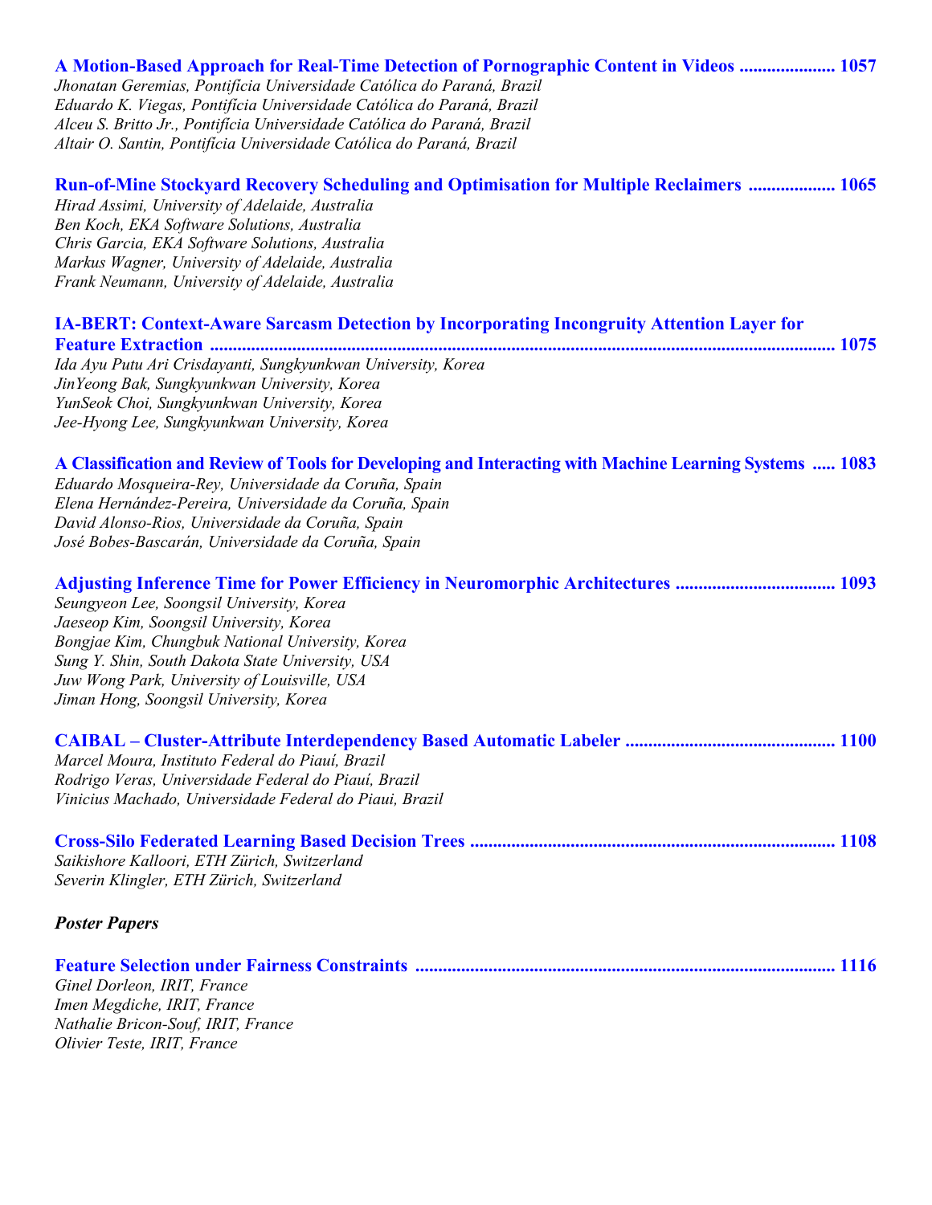**A Motion-Based Approach for Real-Time Detection of Pornographic Content in Videos .................... 1057**
*Jhonatan Geremias, Pontifícia Universidade Católica do Paraná, Brazil*
*Eduardo K. Viegas, Pontifícia Universidade Católica do Paraná, Brazil*
*Alceu S. Britto Jr., Pontifícia Universidade Católica do Paraná, Brazil*
*Altair O. Santin, Pontifícia Universidade Católica do Paraná, Brazil*

**Run-of-Mine Stockyard Recovery Scheduling and Optimisation for Multiple Reclaimers .................. 1065**
*Hirad Assimi, University of Adelaide, Australia*
*Ben Koch, EKA Software Solutions, Australia*
*Chris Garcia, EKA Software Solutions, Australia*
*Markus Wagner, University of Adelaide, Australia*
*Frank Neumann, University of Adelaide, Australia*

**IA-BERT: Context-Aware Sarcasm Detection by Incorporating Incongruity Attention Layer for Feature Extraction ........................................................................................................................ 1075**
*Ida Ayu Putu Ari Crisdayanti, Sungkyunkwan University, Korea*
*JinYeong Bak, Sungkyunkwan University, Korea*
*YunSeok Choi, Sungkyunkwan University, Korea*
*Jee-Hyong Lee, Sungkyunkwan University, Korea*

**A Classification and Review of Tools for Developing and Interacting with Machine Learning Systems ..... 1083**
*Eduardo Mosqueira-Rey, Universidade da Coruña, Spain*
*Elena Hernández-Pereira, Universidade da Coruña, Spain*
*David Alonso-Rios, Universidade da Coruña, Spain*
*José Bobes-Bascarán, Universidade da Coruña, Spain*

**Adjusting Inference Time for Power Efficiency in Neuromorphic Architectures .................................. 1093**
*Seungyeon Lee, Soongsil University, Korea*
*Jaeseop Kim, Soongsil University, Korea*
*Bongjae Kim, Chungbuk National University, Korea*
*Sung Y. Shin, South Dakota State University, USA*
*Juw Wong Park, University of Louisville, USA*
*Jiman Hong, Soongsil University, Korea*

**CAIBAL – Cluster-Attribute Interdependency Based Automatic Labeler ............................................ 1100**
*Marcel Moura, Instituto Federal do Piauí, Brazil*
*Rodrigo Veras, Universidade Federal do Piauí, Brazil*
*Vinicius Machado, Universidade Federal do Piaui, Brazil*

**Cross-Silo Federated Learning Based Decision Trees .............................................................................. 1108**
*Saikishore Kalloori, ETH Zürich, Switzerland*
*Severin Klingler, ETH Zürich, Switzerland*

***Poster Papers***

**Feature Selection under Fairness Constraints .......................................................................................... 1116**
*Ginel Dorleon, IRIT, France*
*Imen Megdiche, IRIT, France*
*Nathalie Bricon-Souf, IRIT, France*
*Olivier Teste, IRIT, France*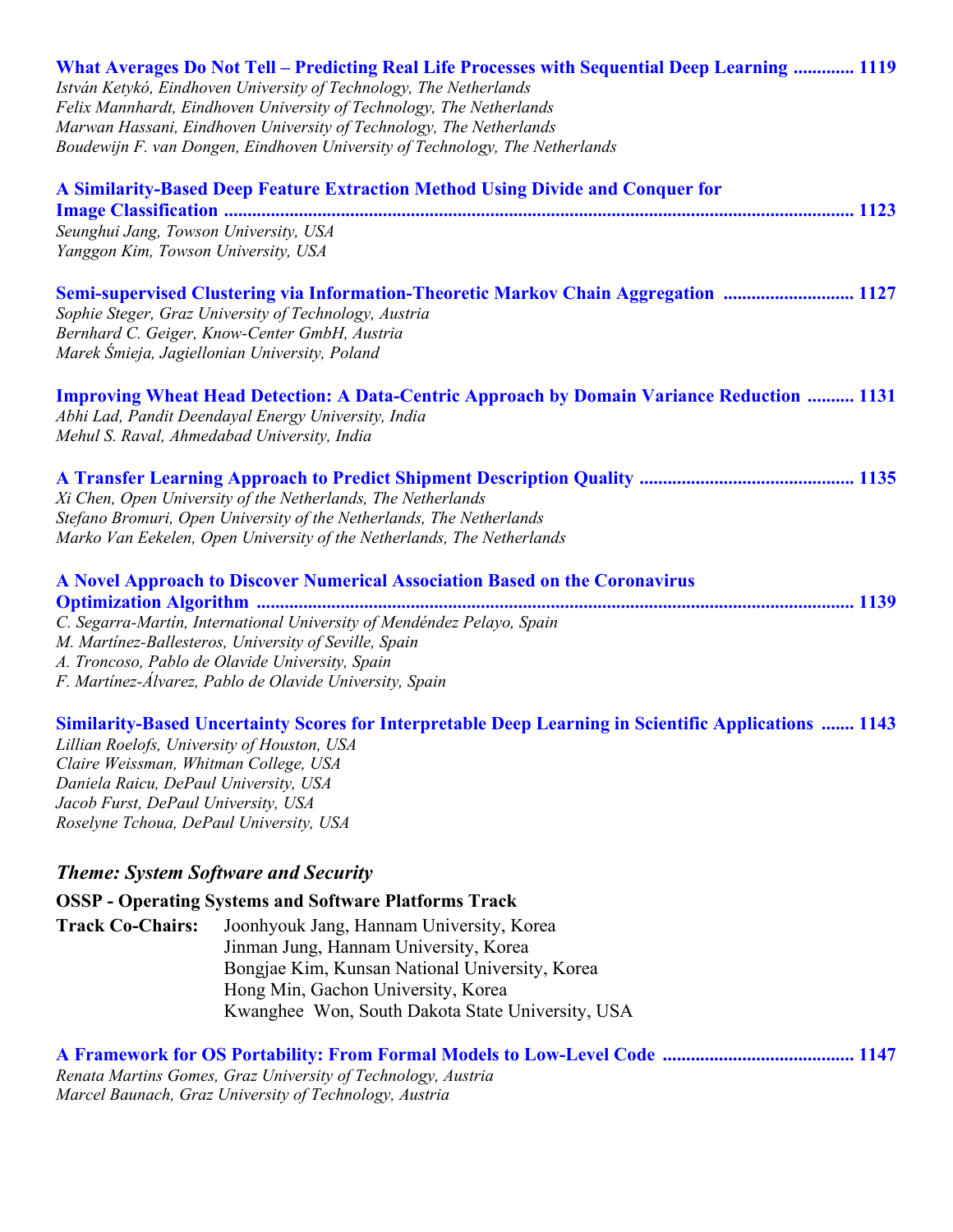**What Averages Do Not Tell – Predicting Real Life Processes with Sequential Deep Learning ............. 1119**
*István Ketykó, Eindhoven University of Technology, The Netherlands*
*Felix Mannhardt, Eindhoven University of Technology, The Netherlands*
*Marwan Hassani, Eindhoven University of Technology, The Netherlands*
*Boudewijn F. van Dongen, Eindhoven University of Technology, The Netherlands*

**A Similarity-Based Deep Feature Extraction Method Using Divide and Conquer for Image Classification ........................................................................................................................................ 1123**
*Seunghui Jang, Towson University, USA*
*Yanggon Kim, Towson University, USA*

**Semi-supervised Clustering via Information-Theoretic Markov Chain Aggregation ............................ 1127**
*Sophie Steger, Graz University of Technology, Austria*
*Bernhard C. Geiger, Know-Center GmbH, Austria*
*Marek Śmieja, Jagiellonian University, Poland*

**Improving Wheat Head Detection: A Data-Centric Approach by Domain Variance Reduction .......... 1131**
*Abhi Lad, Pandit Deendayal Energy University, India*
*Mehul S. Raval, Ahmedabad University, India*

**A Transfer Learning Approach to Predict Shipment Description Quality ............................................ 1135**
*Xi Chen, Open University of the Netherlands, The Netherlands*
*Stefano Bromuri, Open University of the Netherlands, The Netherlands*
*Marko Van Eekelen, Open University of the Netherlands, The Netherlands*

**A Novel Approach to Discover Numerical Association Based on the Coronavirus Optimization Algorithm ................................................................................................................................ 1139**
*C. Segarra-Martín, International University of Menéndez Pelayo, Spain*
*M. Martínez-Ballesteros, University of Seville, Spain*
*A. Troncoso, Pablo de Olavide University, Spain*
*F. Martínez-Álvarez, Pablo de Olavide University, Spain*

**Similarity-Based Uncertainty Scores for Interpretable Deep Learning in Scientific Applications ....... 1143**
*Lillian Roelofs, University of Houston, USA*
*Claire Weissman, Whitman College, USA*
*Daniela Raicu, DePaul University, USA*
*Jacob Furst, DePaul University, USA*
*Roselyne Tchoua, DePaul University, USA*

### *Theme: System Software and Security*

**OSSP - Operating Systems and Software Platforms Track**

**Track Co-Chairs:** Joonhyouk Jang, Hannam University, Korea
Jinman Jung, Hannam University, Korea
Bongjae Kim, Kunsan National University, Korea
Hong Min, Gachon University, Korea
Kwanghee Won, South Dakota State University, USA

**A Framework for OS Portability: From Formal Models to Low-Level Code ......................................... 1147**
*Renata Martins Gomes, Graz University of Technology, Austria*
*Marcel Baunach, Graz University of Technology, Austria*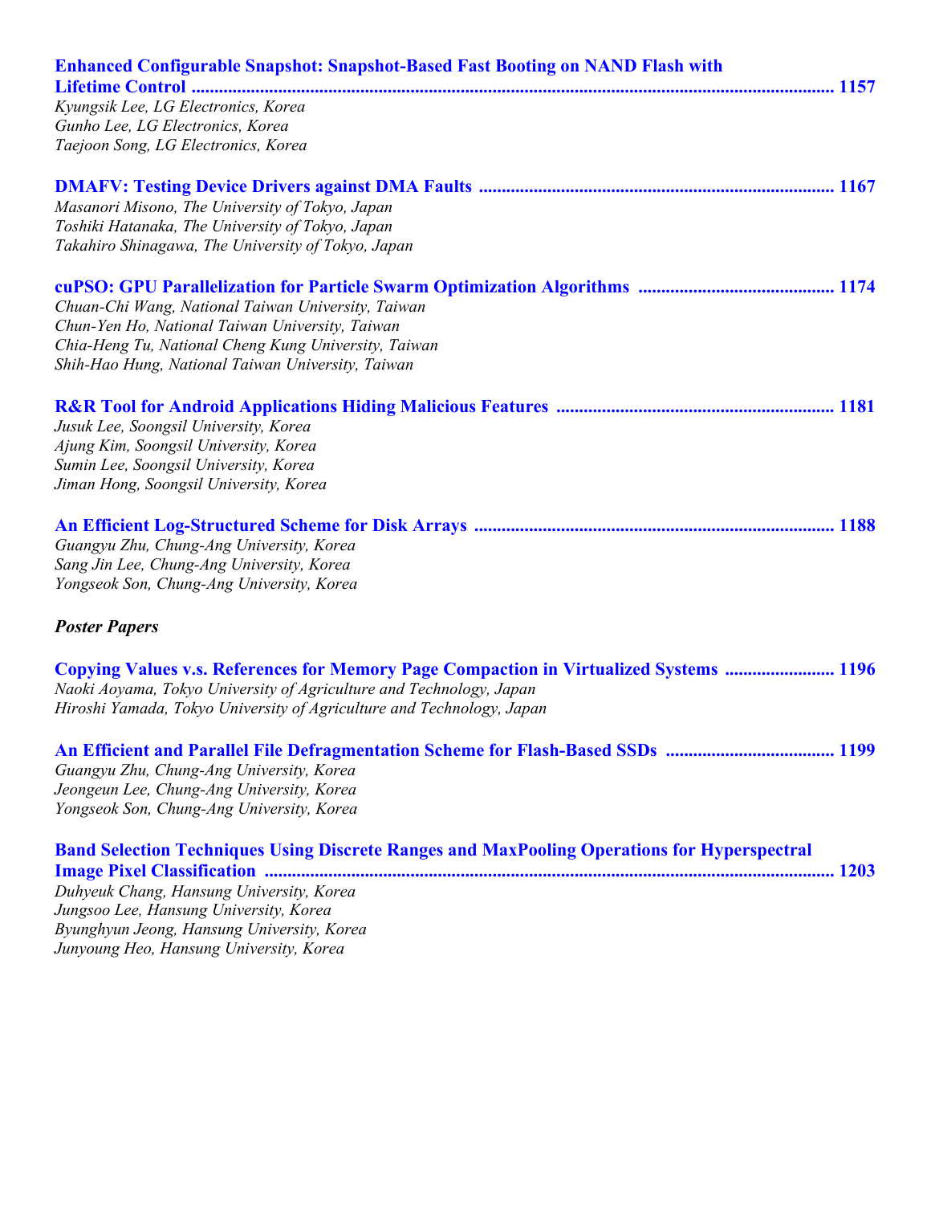**Enhanced Configurable Snapshot: Snapshot-Based Fast Booting on NAND Flash with Lifetime Control** ............................................................................................................................................ **1157**
*Kyungsik Lee, LG Electronics, Korea*
*Gunho Lee, LG Electronics, Korea*
*Taejoon Song, LG Electronics, Korea*

**DMAFV: Testing Device Drivers against DMA Faults** ............................................................................ **1167**
*Masanori Misono, The University of Tokyo, Japan*
*Toshiki Hatanaka, The University of Tokyo, Japan*
*Takahiro Shinagawa, The University of Tokyo, Japan*

**cuPSO: GPU Parallelization for Particle Swarm Optimization Algorithms** .......................................... **1174**
*Chuan-Chi Wang, National Taiwan University, Taiwan*
*Chun-Yen Ho, National Taiwan University, Taiwan*
*Chia-Heng Tu, National Cheng Kung University, Taiwan*
*Shih-Hao Hung, National Taiwan University, Taiwan*

**R&R Tool for Android Applications Hiding Malicious Features** ........................................................... **1181**
*Jusuk Lee, Soongsil University, Korea*
*Ajung Kim, Soongsil University, Korea*
*Sumin Lee, Soongsil University, Korea*
*Jiman Hong, Soongsil University, Korea*

**An Efficient Log-Structured Scheme for Disk Arrays** ............................................................................. **1188**
*Guangyu Zhu, Chung-Ang University, Korea*
*Sang Jin Lee, Chung-Ang University, Korea*
*Yongseok Son, Chung-Ang University, Korea*

***Poster Papers***

**Copying Values v.s. References for Memory Page Compaction in Virtualized Systems** ....................... **1196**
*Naoki Aoyama, Tokyo University of Agriculture and Technology, Japan*
*Hiroshi Yamada, Tokyo University of Agriculture and Technology, Japan*

**An Efficient and Parallel File Defragmentation Scheme for Flash-Based SSDs** .................................... **1199**
*Guangyu Zhu, Chung-Ang University, Korea*
*Jeongeun Lee, Chung-Ang University, Korea*
*Yongseok Son, Chung-Ang University, Korea*

**Band Selection Techniques Using Discrete Ranges and MaxPooling Operations for Hyperspectral Image Pixel Classification** ........................................................................................................................... **1203**
*Duhyeuk Chang, Hansung University, Korea*
*Jungsoo Lee, Hansung University, Korea*
*Byunghyun Jeong, Hansung University, Korea*
*Junyoung Heo, Hansung University, Korea*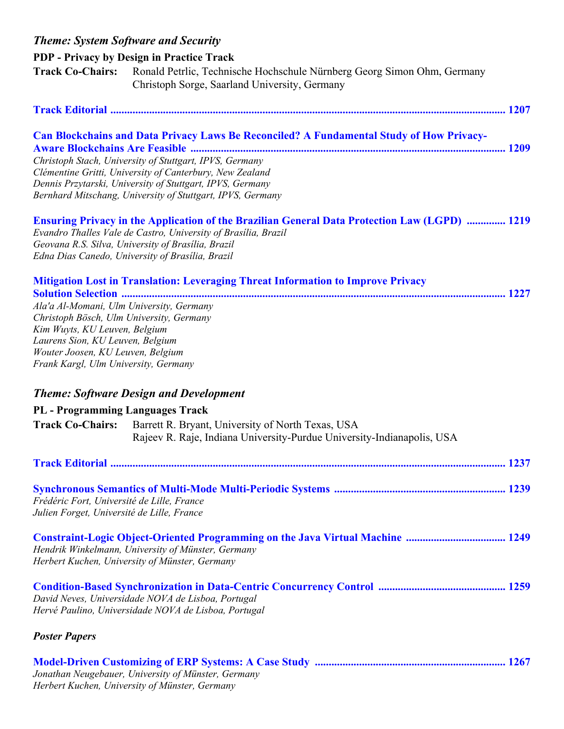### *Theme: System Software and Security*

**PDP - Privacy by Design in Practice Track**

**Track Co-Chairs:** Ronald Petrlic, Technische Hochschule Nürnberg Georg Simon Ohm, Germany
Christoph Sorge, Saarland University, Germany

**Track Editorial** ............................................................ 1207

**Can Blockchains and Data Privacy Laws Be Reconciled? A Fundamental Study of How Privacy-Aware Blockchains Are Feasible** ............................................................ 1209
*Christoph Stach, University of Stuttgart, IPVS, Germany*
*Clémentine Gritti, University of Canterbury, New Zealand*
*Dennis Przytarski, University of Stuttgart, IPVS, Germany*
*Bernhard Mitschang, University of Stuttgart, IPVS, Germany*

**Ensuring Privacy in the Application of the Brazilian General Data Protection Law (LGPD)** .............. 1219
*Evandro Thalles Vale de Castro, University of Brasília, Brazil*
*Geovana R.S. Silva, University of Brasília, Brazil*
*Edna Dias Canedo, University of Brasília, Brazil*

**Mitigation Lost in Translation: Leveraging Threat Information to Improve Privacy Solution Selection** ............................................................ 1227
*Ala'a Al-Momani, Ulm University, Germany*
*Christoph Bösch, Ulm University, Germany*
*Kim Wuyts, KU Leuven, Belgium*
*Laurens Sion, KU Leuven, Belgium*
*Wouter Joosen, KU Leuven, Belgium*
*Frank Kargl, Ulm University, Germany*

### *Theme: Software Design and Development*

**PL - Programming Languages Track**

**Track Co-Chairs:** Barrett R. Bryant, University of North Texas, USA
Rajeev R. Raje, Indiana University-Purdue University-Indianapolis, USA

**Track Editorial** ............................................................ 1237

**Synchronous Semantics of Multi-Mode Multi-Periodic Systems** ............................................................ 1239
*Frédéric Fort, Université de Lille, France*
*Julien Forget, Université de Lille, France*

**Constraint-Logic Object-Oriented Programming on the Java Virtual Machine** .................................... 1249
*Hendrik Winkelmann, University of Münster, Germany*
*Herbert Kuchen, University of Münster, Germany*

**Condition-Based Synchronization in Data-Centric Concurrency Control** ............................................. 1259
*David Neves, Universidade NOVA de Lisboa, Portugal*
*Hervé Paulino, Universidade NOVA de Lisboa, Portugal*

***Poster Papers***

**Model-Driven Customizing of ERP Systems: A Case Study** ............................................................ 1267
*Jonathan Neugebauer, University of Münster, Germany*
*Herbert Kuchen, University of Münster, Germany*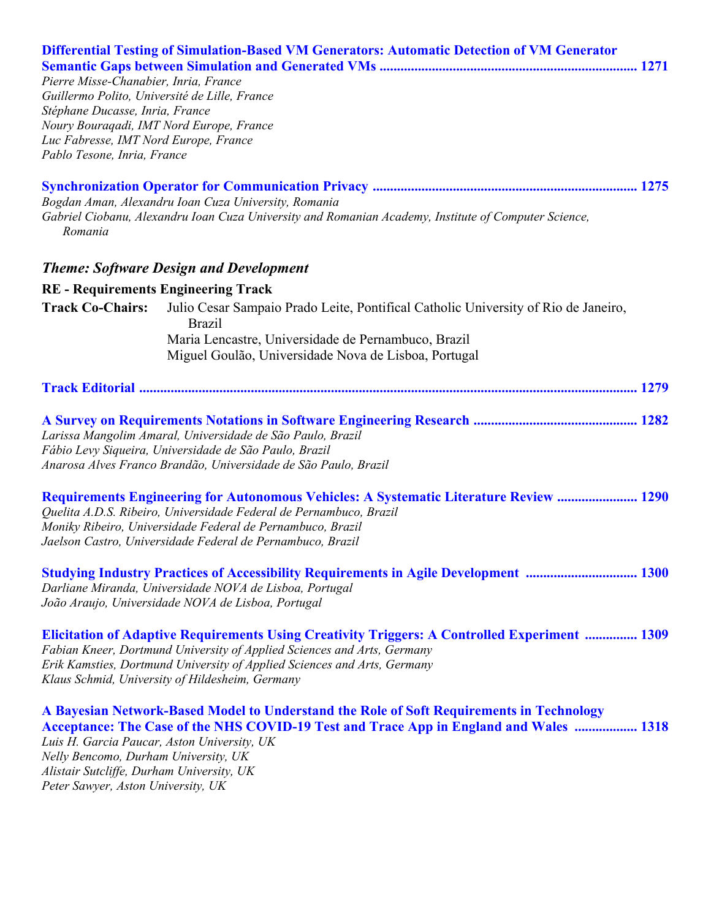**Differential Testing of Simulation-Based VM Generators: Automatic Detection of VM Generator Semantic Gaps between Simulation and Generated VMs** ........................................................................ **1271**
*Pierre Misse-Chanabier, Inria, France*
*Guillermo Polito, Université de Lille, France*
*Stéphane Ducasse, Inria, France*
*Noury Bouraqadi, IMT Nord Europe, France*
*Luc Fabresse, IMT Nord Europe, France*
*Pablo Tesone, Inria, France*

**Synchronization Operator for Communication Privacy** ........................................................................... **1275**
*Bogdan Aman, Alexandru Ioan Cuza University, Romania*
*Gabriel Ciobanu, Alexandru Ioan Cuza University and Romanian Academy, Institute of Computer Science, Romania*

### *Theme: Software Design and Development*

**RE - Requirements Engineering Track**

**Track Co-Chairs:** Julio Cesar Sampaio Prado Leite, Pontifical Catholic University of Rio de Janeiro, Brazil
Maria Lencastre, Universidade de Pernambuco, Brazil
Miguel Goulão, Universidade Nova de Lisboa, Portugal

**Track Editorial** ............................................................................................................................... **1279**

**A Survey on Requirements Notations in Software Engineering Research** .............................................. **1282**
*Larissa Mangolim Amaral, Universidade de São Paulo, Brazil*
*Fábio Levy Siqueira, Universidade de São Paulo, Brazil*
*Anarosa Alves Franco Brandão, Universidade de São Paulo, Brazil*

**Requirements Engineering for Autonomous Vehicles: A Systematic Literature Review** ...................... **1290**
*Quelita A.D.S. Ribeiro, Universidade Federal de Pernambuco, Brazil*
*Moniky Ribeiro, Universidade Federal de Pernambuco, Brazil*
*Jaelson Castro, Universidade Federal de Pernambuco, Brazil*

**Studying Industry Practices of Accessibility Requirements in Agile Development** ............................... **1300**
*Darliane Miranda, Universidade NOVA de Lisboa, Portugal*
*João Araujo, Universidade NOVA de Lisboa, Portugal*

**Elicitation of Adaptive Requirements Using Creativity Triggers: A Controlled Experiment** ............... **1309**
*Fabian Kneer, Dortmund University of Applied Sciences and Arts, Germany*
*Erik Kamsties, Dortmund University of Applied Sciences and Arts, Germany*
*Klaus Schmid, University of Hildesheim, Germany*

**A Bayesian Network-Based Model to Understand the Role of Soft Requirements in Technology Acceptance: The Case of the NHS COVID-19 Test and Trace App in England and Wales** .................. **1318**
*Luis H. Garcia Paucar, Aston University, UK*
*Nelly Bencomo, Durham University, UK*
*Alistair Sutcliffe, Durham University, UK*
*Peter Sawyer, Aston University, UK*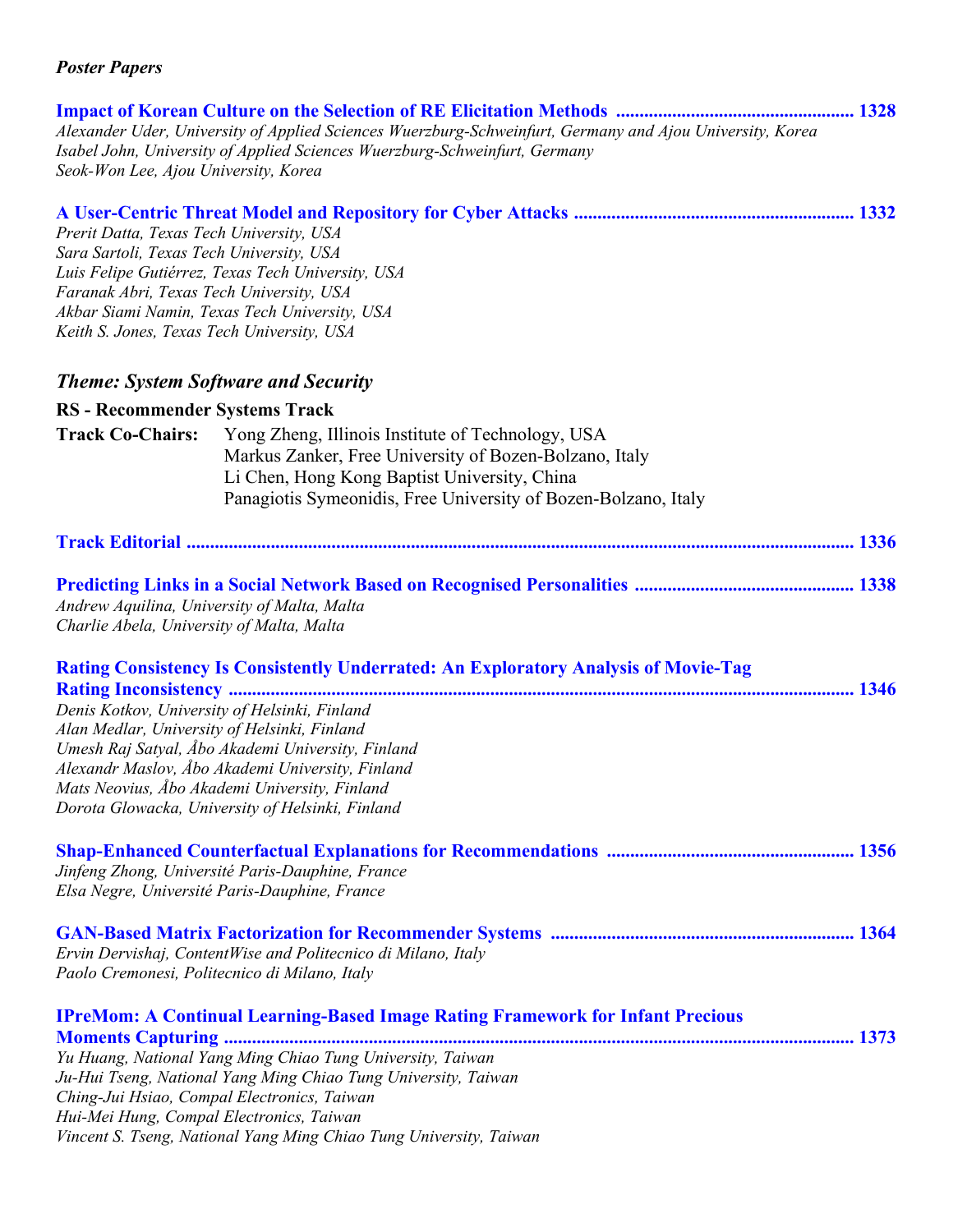***Poster Papers***

**Impact of Korean Culture on the Selection of RE Elicitation Methods .................................................. 1328**
*Alexander Uder, University of Applied Sciences Wuerzburg-Schweinfurt, Germany and Ajou University, Korea*
*Isabel John, University of Applied Sciences Wuerzburg-Schweinfurt, Germany*
*Seok-Won Lee, Ajou University, Korea*

**A User-Centric Threat Model and Repository for Cyber Attacks ........................................................... 1332**
*Prerit Datta, Texas Tech University, USA*
*Sara Sartoli, Texas Tech University, USA*
*Luis Felipe Gutiérrez, Texas Tech University, USA*
*Faranak Abri, Texas Tech University, USA*
*Akbar Siami Namin, Texas Tech University, USA*
*Keith S. Jones, Texas Tech University, USA*

## *Theme: System Software and Security*

**RS - Recommender Systems Track**

**Track Co-Chairs:** Yong Zheng, Illinois Institute of Technology, USA
Markus Zanker, Free University of Bozen-Bolzano, Italy
Li Chen, Hong Kong Baptist University, China
Panagiotis Symeonidis, Free University of Bozen-Bolzano, Italy

**Track Editorial ............................................................................................................................................ 1336**

**Predicting Links in a Social Network Based on Recognised Personalities .............................................. 1338**
*Andrew Aquilina, University of Malta, Malta*
*Charlie Abela, University of Malta, Malta*

**Rating Consistency Is Consistently Underrated: An Exploratory Analysis of Movie-Tag Rating Inconsistency ..................................................................................................................................... 1346**
*Denis Kotkov, University of Helsinki, Finland*
*Alan Medlar, University of Helsinki, Finland*
*Umesh Raj Satyal, Åbo Akademi University, Finland*
*Alexandr Maslov, Åbo Akademi University, Finland*
*Mats Neovius, Åbo Akademi University, Finland*
*Dorota Glowacka, University of Helsinki, Finland*

**Shap-Enhanced Counterfactual Explanations for Recommendations .................................................... 1356**
*Jinfeng Zhong, Université Paris-Dauphine, France*
*Elsa Negre, Université Paris-Dauphine, France*

**GAN-Based Matrix Factorization for Recommender Systems ............................................................... 1364**
*Ervin Dervishaj, ContentWise and Politecnico di Milano, Italy*
*Paolo Cremonesi, Politecnico di Milano, Italy*

**IPreMom: A Continual Learning-Based Image Rating Framework for Infant Precious Moments Capturing ..................................................................................................................................... 1373**
*Yu Huang, National Yang Ming Chiao Tung University, Taiwan*
*Ju-Hui Tseng, National Yang Ming Chiao Tung University, Taiwan*
*Ching-Jui Hsiao, Compal Electronics, Taiwan*
*Hui-Mei Hung, Compal Electronics, Taiwan*
*Vincent S. Tseng, National Yang Ming Chiao Tung University, Taiwan*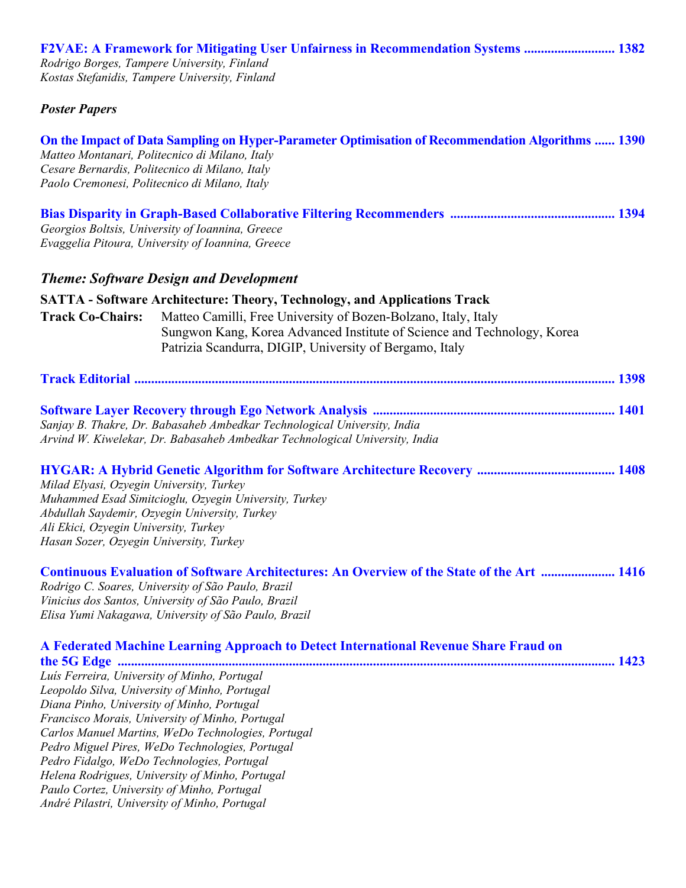**F2VAE: A Framework for Mitigating User Unfairness in Recommendation Systems .......................... 1382**
*Rodrigo Borges, Tampere University, Finland*
*Kostas Stefanidis, Tampere University, Finland*

### *Poster Papers*

**On the Impact of Data Sampling on Hyper-Parameter Optimisation of Recommendation Algorithms ...... 1390**
*Matteo Montanari, Politecnico di Milano, Italy*
*Cesare Bernardis, Politecnico di Milano, Italy*
*Paolo Cremonesi, Politecnico di Milano, Italy*

**Bias Disparity in Graph-Based Collaborative Filtering Recommenders ................................................ 1394**
*Georgios Boltsis, University of Ioannina, Greece*
*Evaggelia Pitoura, University of Ioannina, Greece*

## *Theme: Software Design and Development*

### SATTA - Software Architecture: Theory, Technology, and Applications Track

**Track Co-Chairs:** Matteo Camilli, Free University of Bozen-Bolzano, Italy, Italy
Sungwon Kang, Korea Advanced Institute of Science and Technology, Korea
Patrizia Scandurra, DIGIP, University of Bergamo, Italy

**Track Editorial ............................................................................................................................................ 1398**

**Software Layer Recovery through Ego Network Analysis ....................................................................... 1401**
*Sanjay B. Thakre, Dr. Babasaheb Ambedkar Technological University, India*
*Arvind W. Kiwelekar, Dr. Babasaheb Ambedkar Technological University, India*

**HYGAR: A Hybrid Genetic Algorithm for Software Architecture Recovery ......................................... 1408**
*Milad Elyasi, Ozyegin University, Turkey*
*Muhammed Esad Simitcioglu, Ozyegin University, Turkey*
*Abdullah Saydemir, Ozyegin University, Turkey*
*Ali Ekici, Ozyegin University, Turkey*
*Hasan Sozer, Ozyegin University, Turkey*

**Continuous Evaluation of Software Architectures: An Overview of the State of the Art ..................... 1416**
*Rodrigo C. Soares, University of São Paulo, Brazil*
*Vinicius dos Santos, University of São Paulo, Brazil*
*Elisa Yumi Nakagawa, University of São Paulo, Brazil*

**A Federated Machine Learning Approach to Detect International Revenue Share Fraud on the 5G Edge ..................................................................................................................................................... 1423**
*Luís Ferreira, University of Minho, Portugal*
*Leopoldo Silva, University of Minho, Portugal*
*Diana Pinho, University of Minho, Portugal*
*Francisco Morais, University of Minho, Portugal*
*Carlos Manuel Martins, WeDo Technologies, Portugal*
*Pedro Miguel Pires, WeDo Technologies, Portugal*
*Pedro Fidalgo, WeDo Technologies, Portugal*
*Helena Rodrigues, University of Minho, Portugal*
*Paulo Cortez, University of Minho, Portugal*
*André Pilastri, University of Minho, Portugal*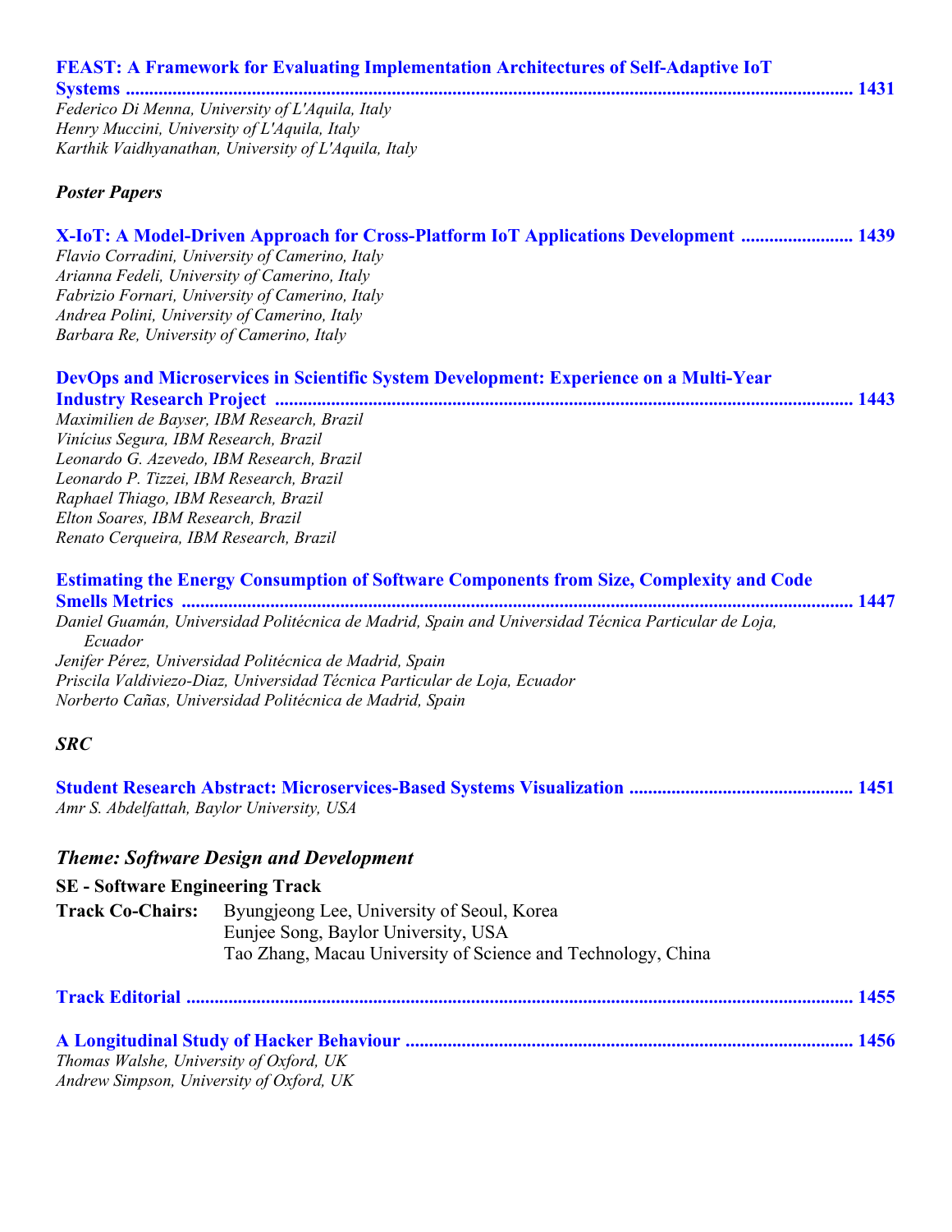**FEAST: A Framework for Evaluating Implementation Architectures of Self-Adaptive IoT Systems** ........ 1431
*Federico Di Menna, University of L'Aquila, Italy*
*Henry Muccini, University of L'Aquila, Italy*
*Karthik Vaidhyanathan, University of L'Aquila, Italy*

### *Poster Papers*

**X-IoT: A Model-Driven Approach for Cross-Platform IoT Applications Development** ........ 1439
*Flavio Corradini, University of Camerino, Italy*
*Arianna Fedeli, University of Camerino, Italy*
*Fabrizio Fornari, University of Camerino, Italy*
*Andrea Polini, University of Camerino, Italy*
*Barbara Re, University of Camerino, Italy*

**DevOps and Microservices in Scientific System Development: Experience on a Multi-Year Industry Research Project** ........ 1443
*Maximilien de Bayser, IBM Research, Brazil*
*Vinícius Segura, IBM Research, Brazil*
*Leonardo G. Azevedo, IBM Research, Brazil*
*Leonardo P. Tizzei, IBM Research, Brazil*
*Raphael Thiago, IBM Research, Brazil*
*Elton Soares, IBM Research, Brazil*
*Renato Cerqueira, IBM Research, Brazil*

**Estimating the Energy Consumption of Software Components from Size, Complexity and Code Smells Metrics** ........ 1447
*Daniel Guamán, Universidad Politécnica de Madrid, Spain and Universidad Técnica Particular de Loja, Ecuador*
*Jenifer Pérez, Universidad Politécnica de Madrid, Spain*
*Priscila Valdiviezo-Diaz, Universidad Técnica Particular de Loja, Ecuador*
*Norberto Cañas, Universidad Politécnica de Madrid, Spain*

### *SRC*

**Student Research Abstract: Microservices-Based Systems Visualization** ........ 1451
*Amr S. Abdelfattah, Baylor University, USA*

## *Theme: Software Design and Development*

**SE - Software Engineering Track**

**Track Co-Chairs:** Byungjeong Lee, University of Seoul, Korea
Eunjee Song, Baylor University, USA
Tao Zhang, Macau University of Science and Technology, China

**Track Editorial** ........ 1455

**A Longitudinal Study of Hacker Behaviour** ........ 1456
*Thomas Walshe, University of Oxford, UK*
*Andrew Simpson, University of Oxford, UK*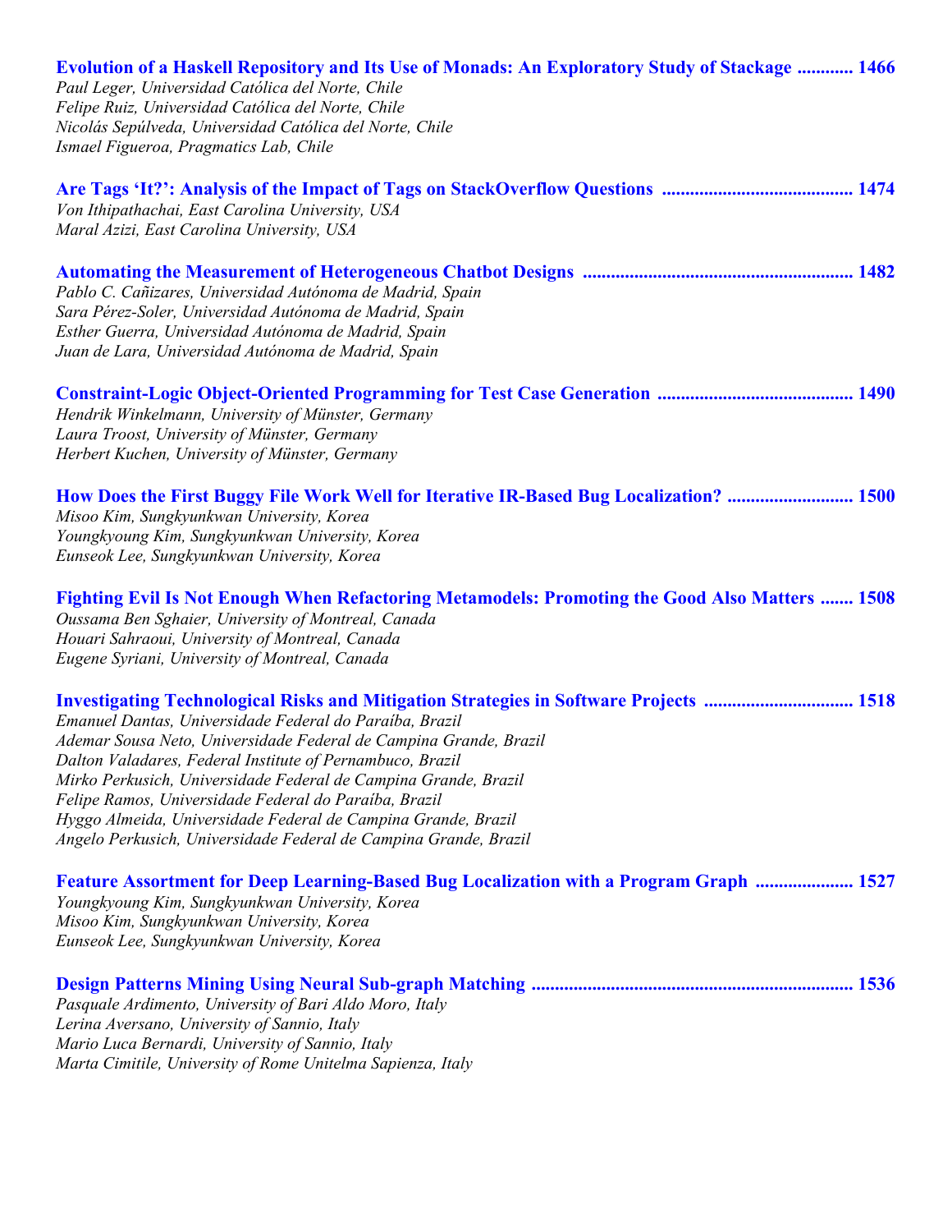**Evolution of a Haskell Repository and Its Use of Monads: An Exploratory Study of Stackage ............ 1466**
*Paul Leger, Universidad Católica del Norte, Chile*
*Felipe Ruiz, Universidad Católica del Norte, Chile*
*Nicolás Sepúlveda, Universidad Católica del Norte, Chile*
*Ismael Figueroa, Pragmatics Lab, Chile*

**Are Tags 'It?': Analysis of the Impact of Tags on StackOverflow Questions ......................................... 1474**
*Von Ithipathachai, East Carolina University, USA*
*Maral Azizi, East Carolina University, USA*

**Automating the Measurement of Heterogeneous Chatbot Designs ......................................................... 1482**
*Pablo C. Cañizares, Universidad Autónoma de Madrid, Spain*
*Sara Pérez-Soler, Universidad Autónoma de Madrid, Spain*
*Esther Guerra, Universidad Autónoma de Madrid, Spain*
*Juan de Lara, Universidad Autónoma de Madrid, Spain*

**Constraint-Logic Object-Oriented Programming for Test Case Generation .......................................... 1490**
*Hendrik Winkelmann, University of Münster, Germany*
*Laura Troost, University of Münster, Germany*
*Herbert Kuchen, University of Münster, Germany*

**How Does the First Buggy File Work Well for Iterative IR-Based Bug Localization? ........................... 1500**
*Misoo Kim, Sungkyunkwan University, Korea*
*Youngkyoung Kim, Sungkyunkwan University, Korea*
*Eunseok Lee, Sungkyunkwan University, Korea*

**Fighting Evil Is Not Enough When Refactoring Metamodels: Promoting the Good Also Matters ....... 1508**
*Oussama Ben Sghaier, University of Montreal, Canada*
*Houari Sahraoui, University of Montreal, Canada*
*Eugene Syriani, University of Montreal, Canada*

**Investigating Technological Risks and Mitigation Strategies in Software Projects ................................ 1518**
*Emanuel Dantas, Universidade Federal do Paraíba, Brazil*
*Ademar Sousa Neto, Universidade Federal de Campina Grande, Brazil*
*Dalton Valadares, Federal Institute of Pernambuco, Brazil*
*Mirko Perkusich, Universidade Federal de Campina Grande, Brazil*
*Felipe Ramos, Universidade Federal do Paraíba, Brazil*
*Hyggo Almeida, Universidade Federal de Campina Grande, Brazil*
*Angelo Perkusich, Universidade Federal de Campina Grande, Brazil*

**Feature Assortment for Deep Learning-Based Bug Localization with a Program Graph ..................... 1527**
*Youngkyoung Kim, Sungkyunkwan University, Korea*
*Misoo Kim, Sungkyunkwan University, Korea*
*Eunseok Lee, Sungkyunkwan University, Korea*

**Design Patterns Mining Using Neural Sub-graph Matching ..................................................................... 1536**
*Pasquale Ardimento, University of Bari Aldo Moro, Italy*
*Lerina Aversano, University of Sannio, Italy*
*Mario Luca Bernardi, University of Sannio, Italy*
*Marta Cimitile, University of Rome Unitelma Sapienza, Italy*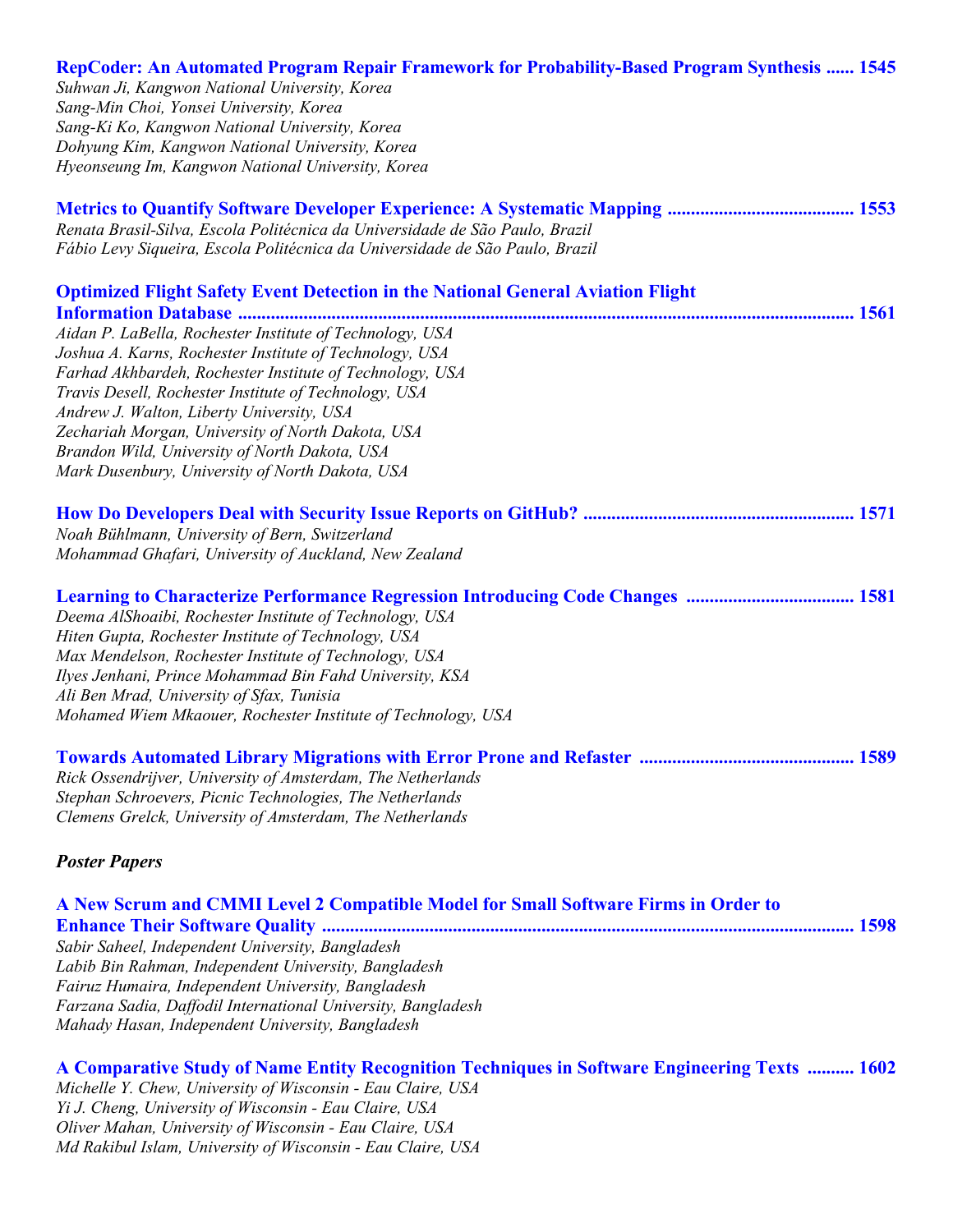**RepCoder: An Automated Program Repair Framework for Probability-Based Program Synthesis ...... 1545**
*Suhwan Ji, Kangwon National University, Korea*
*Sang-Min Choi, Yonsei University, Korea*
*Sang-Ki Ko, Kangwon National University, Korea*
*Dohyung Kim, Kangwon National University, Korea*
*Hyeonseung Im, Kangwon National University, Korea*

**Metrics to Quantify Software Developer Experience: A Systematic Mapping ....................................... 1553**
*Renata Brasil-Silva, Escola Politécnica da Universidade de São Paulo, Brazil*
*Fábio Levy Siqueira, Escola Politécnica da Universidade de São Paulo, Brazil*

**Optimized Flight Safety Event Detection in the National General Aviation Flight Information Database ........................................................................................................................ 1561**
*Aidan P. LaBella, Rochester Institute of Technology, USA*
*Joshua A. Karns, Rochester Institute of Technology, USA*
*Farhad Akhbardeh, Rochester Institute of Technology, USA*
*Travis Desell, Rochester Institute of Technology, USA*
*Andrew J. Walton, Liberty University, USA*
*Zechariah Morgan, University of North Dakota, USA*
*Brandon Wild, University of North Dakota, USA*
*Mark Dusenbury, University of North Dakota, USA*

**How Do Developers Deal with Security Issue Reports on GitHub? .......................................................... 1571**
*Noah Bühlmann, University of Bern, Switzerland*
*Mohammad Ghafari, University of Auckland, New Zealand*

**Learning to Characterize Performance Regression Introducing Code Changes ................................... 1581**
*Deema AlShoaibi, Rochester Institute of Technology, USA*
*Hiten Gupta, Rochester Institute of Technology, USA*
*Max Mendelson, Rochester Institute of Technology, USA*
*Ilyes Jenhani, Prince Mohammad Bin Fahd University, KSA*
*Ali Ben Mrad, University of Sfax, Tunisia*
*Mohamed Wiem Mkaouer, Rochester Institute of Technology, USA*

**Towards Automated Library Migrations with Error Prone and Refaster ............................................. 1589**
*Rick Ossendrijver, University of Amsterdam, The Netherlands*
*Stephan Schroevers, Picnic Technologies, The Netherlands*
*Clemens Grelck, University of Amsterdam, The Netherlands*

***Poster Papers***

**A New Scrum and CMMI Level 2 Compatible Model for Small Software Firms in Order to Enhance Their Software Quality ................................................................................................................. 1598**
*Sabir Saheel, Independent University, Bangladesh*
*Labib Bin Rahman, Independent University, Bangladesh*
*Fairuz Humaira, Independent University, Bangladesh*
*Farzana Sadia, Daffodil International University, Bangladesh*
*Mahady Hasan, Independent University, Bangladesh*

**A Comparative Study of Name Entity Recognition Techniques in Software Engineering Texts .......... 1602**
*Michelle Y. Chew, University of Wisconsin - Eau Claire, USA*
*Yi J. Cheng, University of Wisconsin - Eau Claire, USA*
*Oliver Mahan, University of Wisconsin - Eau Claire, USA*
*Md Rakibul Islam, University of Wisconsin - Eau Claire, USA*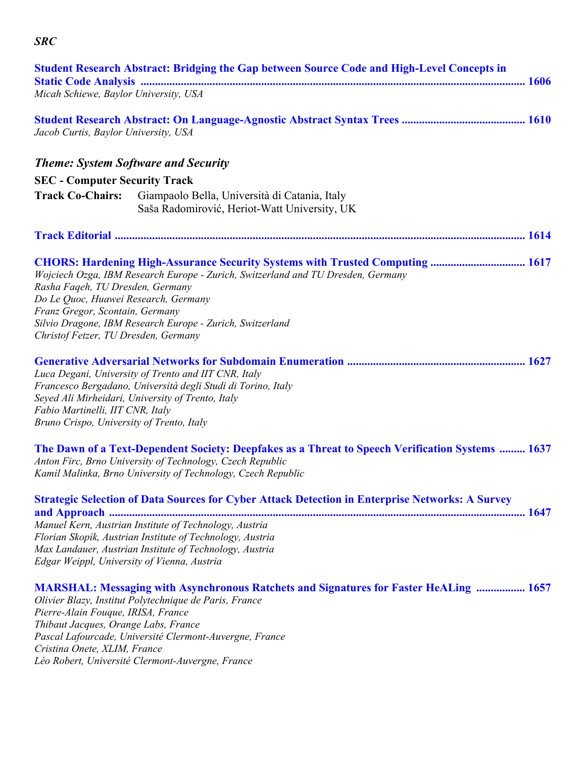*SRC*

**Student Research Abstract: Bridging the Gap between Source Code and High-Level Concepts in Static Code Analysis ........ 1606**
*Micah Schiewe, Baylor University, USA*

**Student Research Abstract: On Language-Agnostic Abstract Syntax Trees ........ 1610**
*Jacob Curtis, Baylor University, USA*

## *Theme: System Software and Security*

**SEC - Computer Security Track**

**Track Co-Chairs:** Giampaolo Bella, Università di Catania, Italy
Saša Radomirović, Heriot-Watt University, UK

**Track Editorial ........ 1614**

**CHORS: Hardening High-Assurance Security Systems with Trusted Computing ........ 1617**
*Wojciech Ozga, IBM Research Europe - Zurich, Switzerland and TU Dresden, Germany*
*Rasha Faqeh, TU Dresden, Germany*
*Do Le Quoc, Huawei Research, Germany*
*Franz Gregor, Scontain, Germany*
*Silvio Dragone, IBM Research Europe - Zurich, Switzerland*
*Christof Fetzer, TU Dresden, Germany*

**Generative Adversarial Networks for Subdomain Enumeration ........ 1627**
*Luca Degani, University of Trento and IIT CNR, Italy*
*Francesco Bergadano, Università degli Studi di Torino, Italy*
*Seyed Ali Mirheidari, University of Trento, Italy*
*Fabio Martinelli, IIT CNR, Italy*
*Bruno Crispo, University of Trento, Italy*

**The Dawn of a Text-Dependent Society: Deepfakes as a Threat to Speech Verification Systems ........ 1637**
*Anton Firc, Brno University of Technology, Czech Republic*
*Kamil Malinka, Brno University of Technology, Czech Republic*

**Strategic Selection of Data Sources for Cyber Attack Detection in Enterprise Networks: A Survey and Approach ........ 1647**
*Manuel Kern, Austrian Institute of Technology, Austria*
*Florian Skopik, Austrian Institute of Technology, Austria*
*Max Landauer, Austrian Institute of Technology, Austria*
*Edgar Weippl, University of Vienna, Austria*

**MARSHAL: Messaging with Asynchronous Ratchets and Signatures for Faster HeALing ........ 1657**
*Olivier Blazy, Institut Polytechnique de Paris, France*
*Pierre-Alain Fouque, IRISA, France*
*Thibaut Jacques, Orange Labs, France*
*Pascal Lafourcade, Université Clermont-Auvergne, France*
*Cristina Onete, XLIM, France*
*Léo Robert, Université Clermont-Auvergne, France*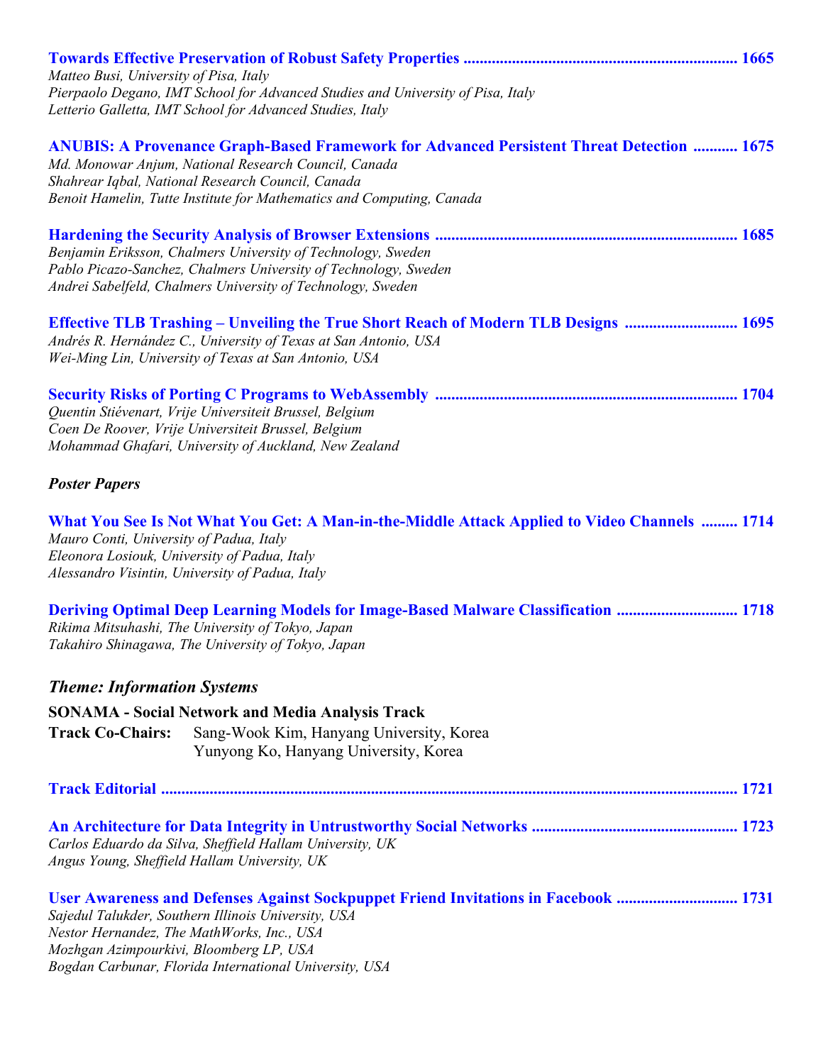**Towards Effective Preservation of Robust Safety Properties .................................................................. 1665**
*Matteo Busi, University of Pisa, Italy*
*Pierpaolo Degano, IMT School for Advanced Studies and University of Pisa, Italy*
*Letterio Galletta, IMT School for Advanced Studies, Italy*

**ANUBIS: A Provenance Graph-Based Framework for Advanced Persistent Threat Detection ........... 1675**
*Md. Monowar Anjum, National Research Council, Canada*
*Shahrear Iqbal, National Research Council, Canada*
*Benoit Hamelin, Tutte Institute for Mathematics and Computing, Canada*

**Hardening the Security Analysis of Browser Extensions ........................................................................... 1685**
*Benjamin Eriksson, Chalmers University of Technology, Sweden*
*Pablo Picazo-Sanchez, Chalmers University of Technology, Sweden*
*Andrei Sabelfeld, Chalmers University of Technology, Sweden*

**Effective TLB Trashing – Unveiling the True Short Reach of Modern TLB Designs ............................ 1695**
*Andrés R. Hernández C., University of Texas at San Antonio, USA*
*Wei-Ming Lin, University of Texas at San Antonio, USA*

**Security Risks of Porting C Programs to WebAssembly .......................................................................... 1704**
*Quentin Stiévenart, Vrije Universiteit Brussel, Belgium*
*Coen De Roover, Vrije Universiteit Brussel, Belgium*
*Mohammad Ghafari, University of Auckland, New Zealand*

***Poster Papers***

**What You See Is Not What You Get: A Man-in-the-Middle Attack Applied to Video Channels ......... 1714**
*Mauro Conti, University of Padua, Italy*
*Eleonora Losiouk, University of Padua, Italy*
*Alessandro Visintin, University of Padua, Italy*

**Deriving Optimal Deep Learning Models for Image-Based Malware Classification ............................. 1718**
*Rikima Mitsuhashi, The University of Tokyo, Japan*
*Takahiro Shinagawa, The University of Tokyo, Japan*

## *Theme: Information Systems*

**SONAMA - Social Network and Media Analysis Track**

**Track Co-Chairs:** Sang-Wook Kim, Hanyang University, Korea
Yunyong Ko, Hanyang University, Korea

**Track Editorial ............................................................................................................................................ 1721**

**An Architecture for Data Integrity in Untrustworthy Social Networks .................................................. 1723**
*Carlos Eduardo da Silva, Sheffield Hallam University, UK*
*Angus Young, Sheffield Hallam University, UK*

**User Awareness and Defenses Against Sockpuppet Friend Invitations in Facebook ............................. 1731**
*Sajedul Talukder, Southern Illinois University, USA*
*Nestor Hernandez, The MathWorks, Inc., USA*
*Mozhgan Azimpourkivi, Bloomberg LP, USA*
*Bogdan Carbunar, Florida International University, USA*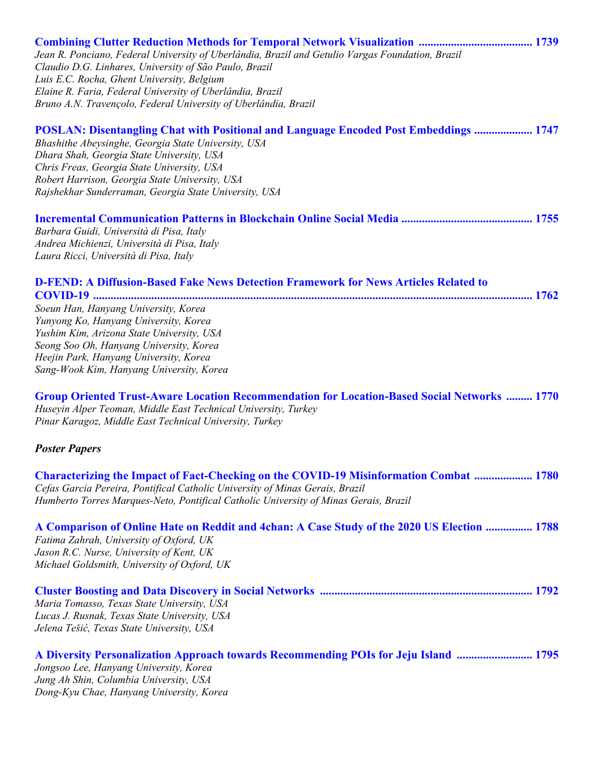**Combining Clutter Reduction Methods for Temporal Network Visualization ....................................... 1739**
*Jean R. Ponciano, Federal University of Uberlândia, Brazil and Getulio Vargas Foundation, Brazil*
*Claudio D.G. Linhares, University of São Paulo, Brazil*
*Luis E.C. Rocha, Ghent University, Belgium*
*Elaine R. Faria, Federal University of Uberlândia, Brazil*
*Bruno A.N. Travençolo, Federal University of Uberlândia, Brazil*

**POSLAN: Disentangling Chat with Positional and Language Encoded Post Embeddings .................... 1747**
*Bhashithe Abeysinghe, Georgia State University, USA*
*Dhara Shah, Georgia State University, USA*
*Chris Freas, Georgia State University, USA*
*Robert Harrison, Georgia State University, USA*
*Rajshekhar Sunderraman, Georgia State University, USA*

**Incremental Communication Patterns in Blockchain Online Social Media ............................................. 1755**
*Barbara Guidi, Università di Pisa, Italy*
*Andrea Michienzi, Università di Pisa, Italy*
*Laura Ricci, Università di Pisa, Italy*

**D-FEND: A Diffusion-Based Fake News Detection Framework for News Articles Related to COVID-19 ..................................................................................................................................................... 1762**
*Soeun Han, Hanyang University, Korea*
*Yunyong Ko, Hanyang University, Korea*
*Yushim Kim, Arizona State University, USA*
*Seong Soo Oh, Hanyang University, Korea*
*Heejin Park, Hanyang University, Korea*
*Sang-Wook Kim, Hanyang University, Korea*

**Group Oriented Trust-Aware Location Recommendation for Location-Based Social Networks ......... 1770**
*Huseyin Alper Teoman, Middle East Technical University, Turkey*
*Pinar Karagoz, Middle East Technical University, Turkey*

***Poster Papers***

**Characterizing the Impact of Fact-Checking on the COVID-19 Misinformation Combat .................... 1780**
*Cefas Garcia Pereira, Pontifical Catholic University of Minas Gerais, Brazil*
*Humberto Torres Marques-Neto, Pontifical Catholic University of Minas Gerais, Brazil*

**A Comparison of Online Hate on Reddit and 4chan: A Case Study of the 2020 US Election ................ 1788**
*Fatima Zahrah, University of Oxford, UK*
*Jason R.C. Nurse, University of Kent, UK*
*Michael Goldsmith, University of Oxford, UK*

**Cluster Boosting and Data Discovery in Social Networks ........................................................................ 1792**
*Maria Tomasso, Texas State University, USA*
*Lucas J. Rusnak, Texas State University, USA*
*Jelena Tešić, Texas State University, USA*

**A Diversity Personalization Approach towards Recommending POIs for Jeju Island .......................... 1795**
*Jongsoo Lee, Hanyang University, Korea*
*Jung Ah Shin, Columbia University, USA*
*Dong-Kyu Chae, Hanyang University, Korea*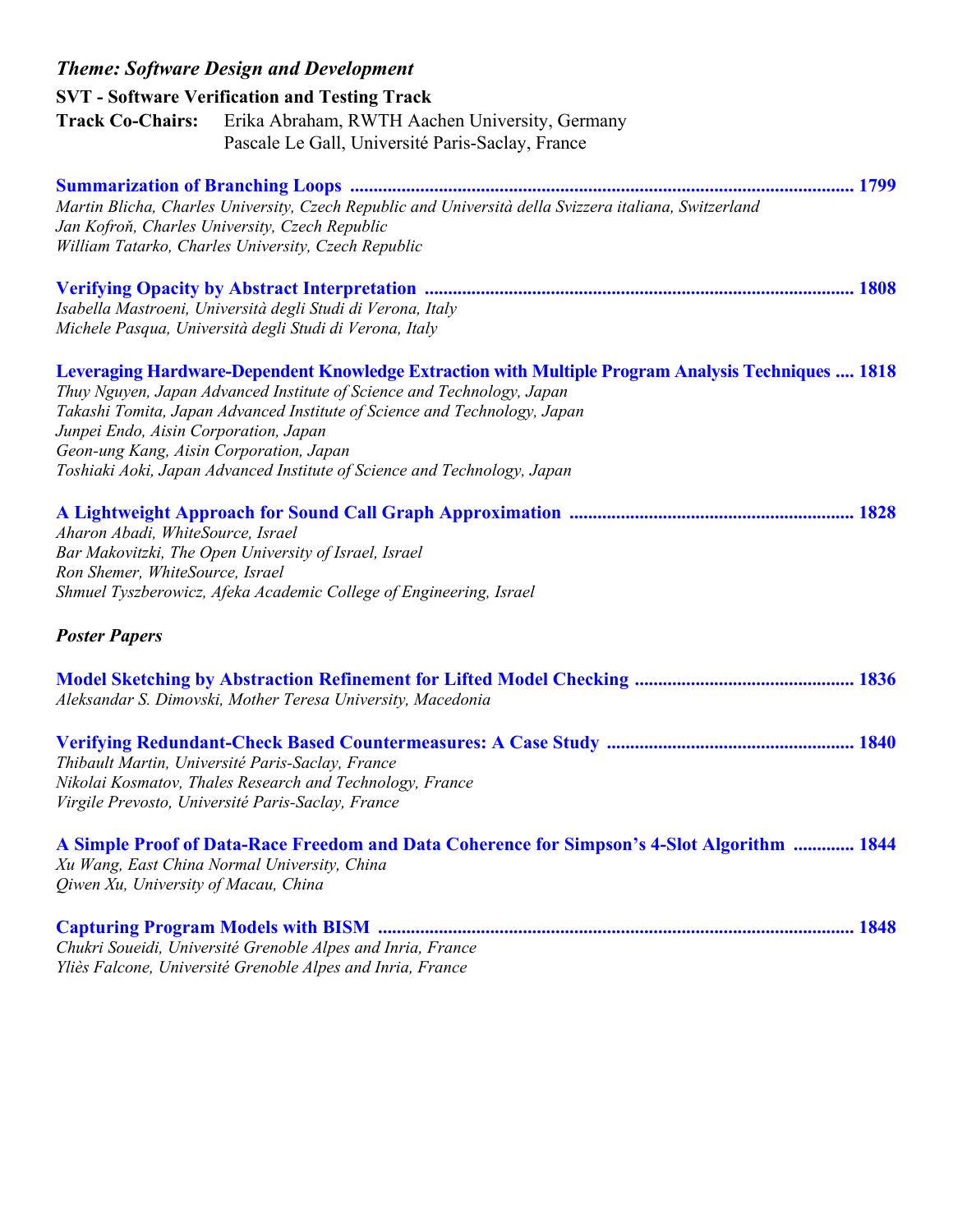### *Theme: Software Design and Development*

**SVT - Software Verification and Testing Track**

**Track Co-Chairs:** Erika Abraham, RWTH Aachen University, Germany
Pascale Le Gall, Université Paris-Saclay, France

**Summarization of Branching Loops** ........................................ **1799**
*Martin Blicha, Charles University, Czech Republic and Università della Svizzera italiana, Switzerland*
*Jan Kofroň, Charles University, Czech Republic*
*William Tatarko, Charles University, Czech Republic*

**Verifying Opacity by Abstract Interpretation** ........................................ **1808**
*Isabella Mastroeni, Università degli Studi di Verona, Italy*
*Michele Pasqua, Università degli Studi di Verona, Italy*

**Leveraging Hardware-Dependent Knowledge Extraction with Multiple Program Analysis Techniques** .... **1818**
*Thuy Nguyen, Japan Advanced Institute of Science and Technology, Japan*
*Takashi Tomita, Japan Advanced Institute of Science and Technology, Japan*
*Junpei Endo, Aisin Corporation, Japan*
*Geon-ung Kang, Aisin Corporation, Japan*
*Toshiaki Aoki, Japan Advanced Institute of Science and Technology, Japan*

**A Lightweight Approach for Sound Call Graph Approximation** ........................................ **1828**
*Aharon Abadi, WhiteSource, Israel*
*Bar Makovitzki, The Open University of Israel, Israel*
*Ron Shemer, WhiteSource, Israel*
*Shmuel Tyszberowicz, Afeka Academic College of Engineering, Israel*

#### *Poster Papers*

**Model Sketching by Abstraction Refinement for Lifted Model Checking** ........................................ **1836**
*Aleksandar S. Dimovski, Mother Teresa University, Macedonia*

**Verifying Redundant-Check Based Countermeasures: A Case Study** ........................................ **1840**
*Thibault Martin, Université Paris-Saclay, France*
*Nikolai Kosmatov, Thales Research and Technology, France*
*Virgile Prevosto, Université Paris-Saclay, France*

**A Simple Proof of Data-Race Freedom and Data Coherence for Simpson's 4-Slot Algorithm** ............ **1844**
*Xu Wang, East China Normal University, China*
*Qiwen Xu, University of Macau, China*

**Capturing Program Models with BISM** ........................................ **1848**
*Chukri Soueidi, Université Grenoble Alpes and Inria, France*
*Yliès Falcone, Université Grenoble Alpes and Inria, France*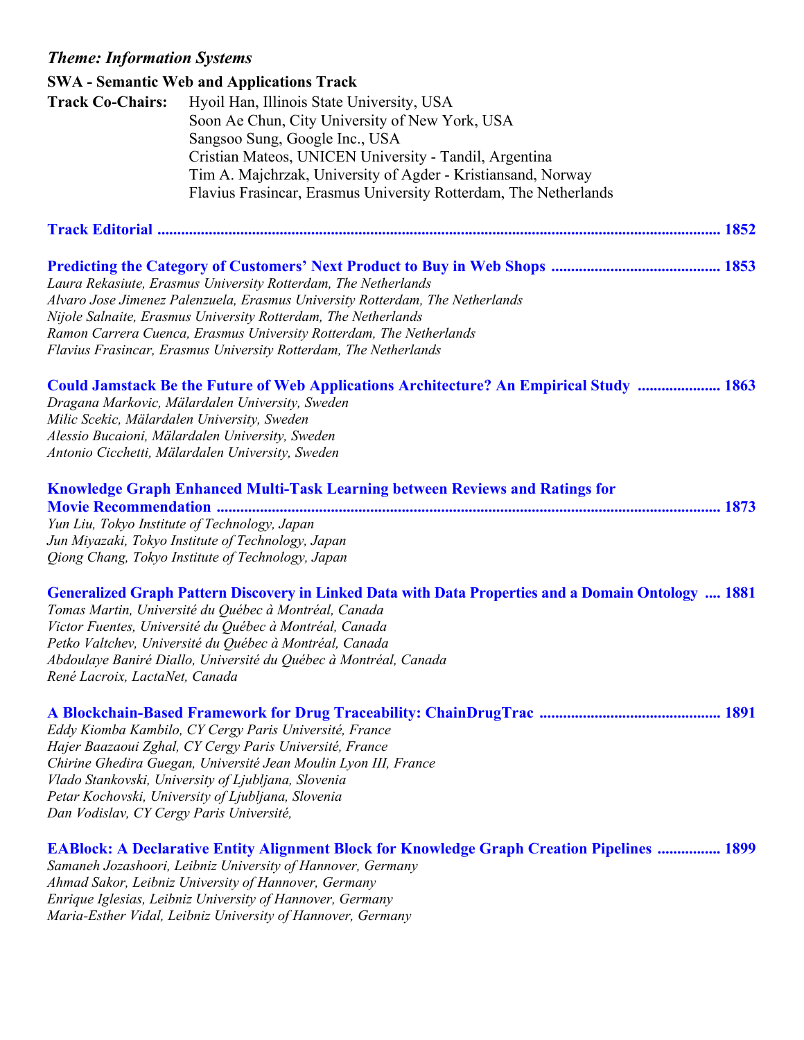### *Theme: Information Systems*

**SWA - Semantic Web and Applications Track**

**Track Co-Chairs:** Hyoil Han, Illinois State University, USA
Soon Ae Chun, City University of New York, USA
Sangsoo Sung, Google Inc., USA
Cristian Mateos, UNICEN University - Tandil, Argentina
Tim A. Majchrzak, University of Agder - Kristiansand, Norway
Flavius Frasincar, Erasmus University Rotterdam, The Netherlands

**Track Editorial ........................................................................................................................................ 1852**

**Predicting the Category of Customers' Next Product to Buy in Web Shops ........................................ 1853**
*Laura Rekasiute, Erasmus University Rotterdam, The Netherlands*
*Alvaro Jose Jimenez Palenzuela, Erasmus University Rotterdam, The Netherlands*
*Nijole Salnaite, Erasmus University Rotterdam, The Netherlands*
*Ramon Carrera Cuenca, Erasmus University Rotterdam, The Netherlands*
*Flavius Frasincar, Erasmus University Rotterdam, The Netherlands*

**Could Jamstack Be the Future of Web Applications Architecture? An Empirical Study ..................... 1863**
*Dragana Markovic, Mälardalen University, Sweden*
*Milic Scekic, Mälardalen University, Sweden*
*Alessio Bucaioni, Mälardalen University, Sweden*
*Antonio Cicchetti, Mälardalen University, Sweden*

**Knowledge Graph Enhanced Multi-Task Learning between Reviews and Ratings for Movie Recommendation ....................................................................................................................... 1873**
*Yun Liu, Tokyo Institute of Technology, Japan*
*Jun Miyazaki, Tokyo Institute of Technology, Japan*
*Qiong Chang, Tokyo Institute of Technology, Japan*

**Generalized Graph Pattern Discovery in Linked Data with Data Properties and a Domain Ontology .... 1881**
*Tomas Martin, Université du Québec à Montréal, Canada*
*Victor Fuentes, Université du Québec à Montréal, Canada*
*Petko Valtchev, Université du Québec à Montréal, Canada*
*Abdoulaye Baniré Diallo, Université du Québec à Montréal, Canada*
*René Lacroix, LactaNet, Canada*

**A Blockchain-Based Framework for Drug Traceability: ChainDrugTrac ............................................. 1891**
*Eddy Kiomba Kambilo, CY Cergy Paris Université, France*
*Hajer Baazaoui Zghal, CY Cergy Paris Université, France*
*Chirine Ghedira Guegan, Université Jean Moulin Lyon III, France*
*Vlado Stankovski, University of Ljubljana, Slovenia*
*Petar Kochovski, University of Ljubljana, Slovenia*
*Dan Vodislav, CY Cergy Paris Université,*

**EABlock: A Declarative Entity Alignment Block for Knowledge Graph Creation Pipelines ................ 1899**
*Samaneh Jozashoori, Leibniz University of Hannover, Germany*
*Ahmad Sakor, Leibniz University of Hannover, Germany*
*Enrique Iglesias, Leibniz University of Hannover, Germany*
*Maria-Esther Vidal, Leibniz University of Hannover, Germany*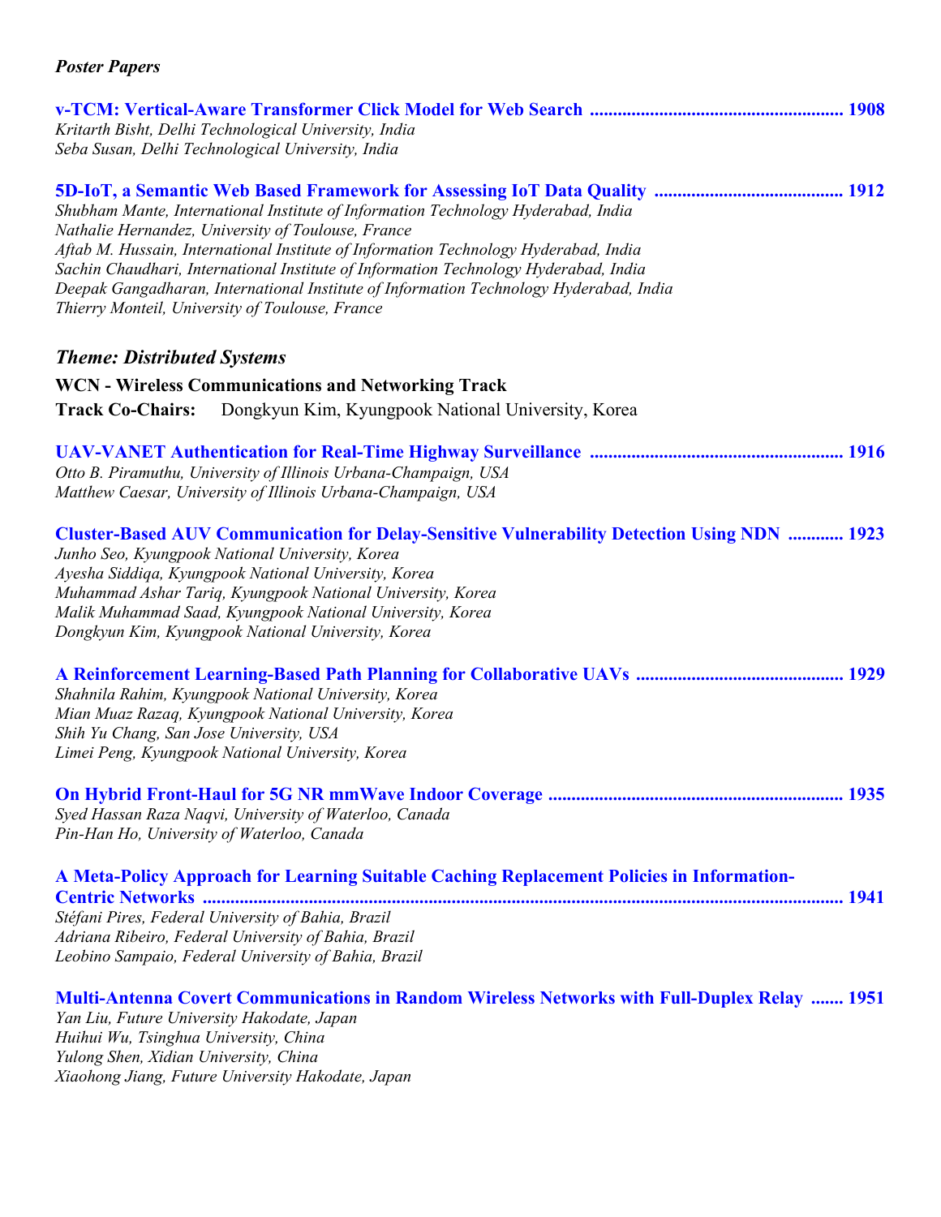### *Poster Papers*

**v-TCM: Vertical-Aware Transformer Click Model for Web Search ...................................................... 1908**
*Kritarth Bisht, Delhi Technological University, India*
*Seba Susan, Delhi Technological University, India*

**5D-IoT, a Semantic Web Based Framework for Assessing IoT Data Quality ........................................ 1912**
*Shubham Mante, International Institute of Information Technology Hyderabad, India*
*Nathalie Hernandez, University of Toulouse, France*
*Aftab M. Hussain, International Institute of Information Technology Hyderabad, India*
*Sachin Chaudhari, International Institute of Information Technology Hyderabad, India*
*Deepak Gangadharan, International Institute of Information Technology Hyderabad, India*
*Thierry Monteil, University of Toulouse, France*

## *Theme: Distributed Systems*

**WCN - Wireless Communications and Networking Track**

**Track Co-Chairs:** Dongkyun Kim, Kyungpook National University, Korea

**UAV-VANET Authentication for Real-Time Highway Surveillance ...................................................... 1916**
*Otto B. Piramuthu, University of Illinois Urbana-Champaign, USA*
*Matthew Caesar, University of Illinois Urbana-Champaign, USA*

**Cluster-Based AUV Communication for Delay-Sensitive Vulnerability Detection Using NDN ............ 1923**
*Junho Seo, Kyungpook National University, Korea*
*Ayesha Siddiqa, Kyungpook National University, Korea*
*Muhammad Ashar Tariq, Kyungpook National University, Korea*
*Malik Muhammad Saad, Kyungpook National University, Korea*
*Dongkyun Kim, Kyungpook National University, Korea*

**A Reinforcement Learning-Based Path Planning for Collaborative UAVs ............................................ 1929**
*Shahnila Rahim, Kyungpook National University, Korea*
*Mian Muaz Razaq, Kyungpook National University, Korea*
*Shih Yu Chang, San Jose University, USA*
*Limei Peng, Kyungpook National University, Korea*

**On Hybrid Front-Haul for 5G NR mmWave Indoor Coverage .............................................................. 1935**
*Syed Hassan Raza Naqvi, University of Waterloo, Canada*
*Pin-Han Ho, University of Waterloo, Canada*

**A Meta-Policy Approach for Learning Suitable Caching Replacement Policies in Information-Centric Networks ........................................................................................................................................ 1941**
*Stéfani Pires, Federal University of Bahia, Brazil*
*Adriana Ribeiro, Federal University of Bahia, Brazil*
*Leobino Sampaio, Federal University of Bahia, Brazil*

**Multi-Antenna Covert Communications in Random Wireless Networks with Full-Duplex Relay ....... 1951**
*Yan Liu, Future University Hakodate, Japan*
*Huihui Wu, Tsinghua University, China*
*Yulong Shen, Xidian University, China*
*Xiaohong Jiang, Future University Hakodate, Japan*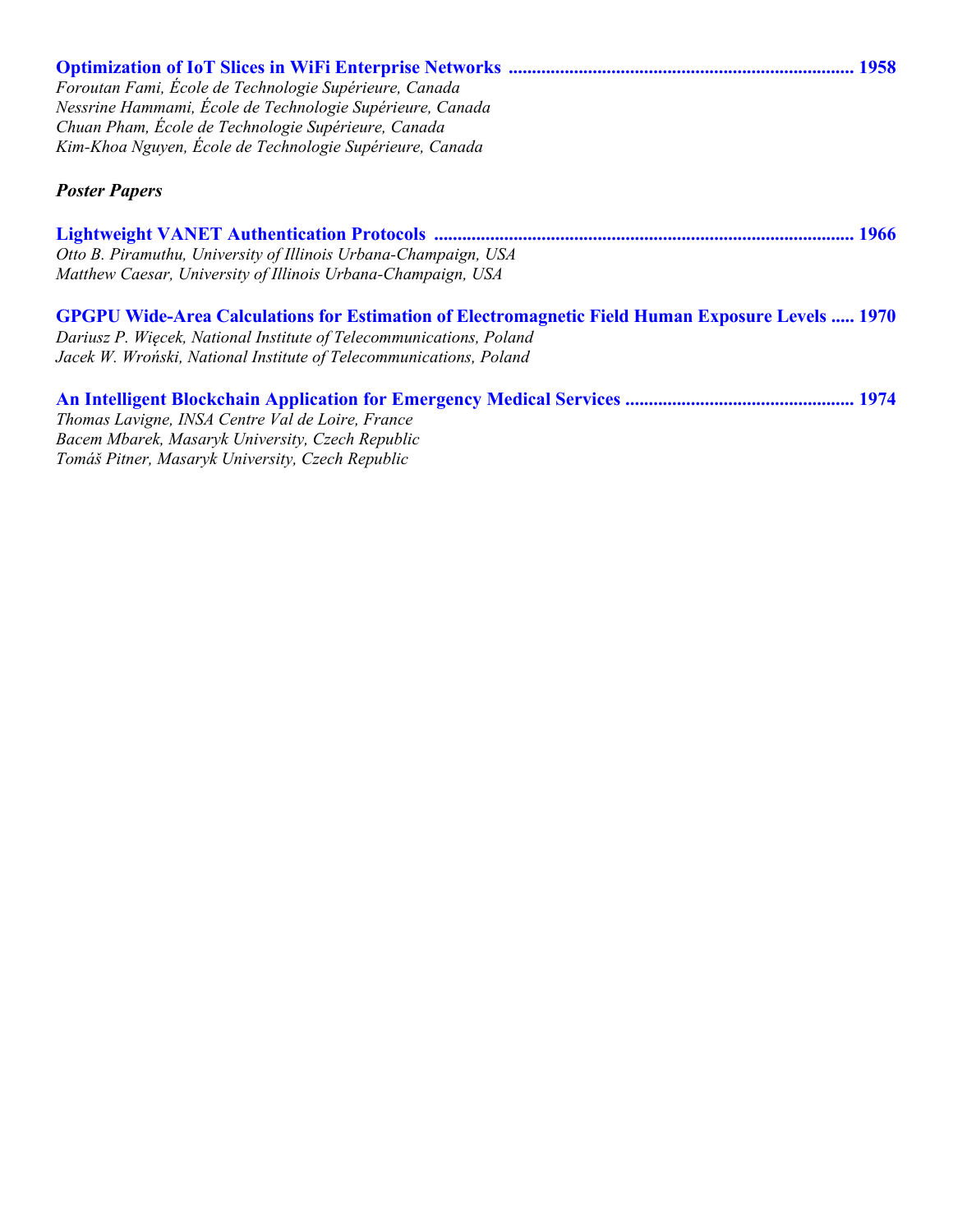**Optimization of IoT Slices in WiFi Enterprise Networks** ........................................................................ 1958
*Foroutan Fami, École de Technologie Supérieure, Canada*
*Nessrine Hammami, École de Technologie Supérieure, Canada*
*Chuan Pham, École de Technologie Supérieure, Canada*
*Kim-Khoa Nguyen, École de Technologie Supérieure, Canada*

***Poster Papers***

**Lightweight VANET Authentication Protocols** ........................................................................................ 1966
*Otto B. Piramuthu, University of Illinois Urbana-Champaign, USA*
*Matthew Caesar, University of Illinois Urbana-Champaign, USA*

**GPGPU Wide-Area Calculations for Estimation of Electromagnetic Field Human Exposure Levels** ..... 1970
*Dariusz P. Więcek, National Institute of Telecommunications, Poland*
*Jacek W. Wroński, National Institute of Telecommunications, Poland*

**An Intelligent Blockchain Application for Emergency Medical Services** ................................................ 1974
*Thomas Lavigne, INSA Centre Val de Loire, France*
*Bacem Mbarek, Masaryk University, Czech Republic*
*Tomáš Pitner, Masaryk University, Czech Republic*